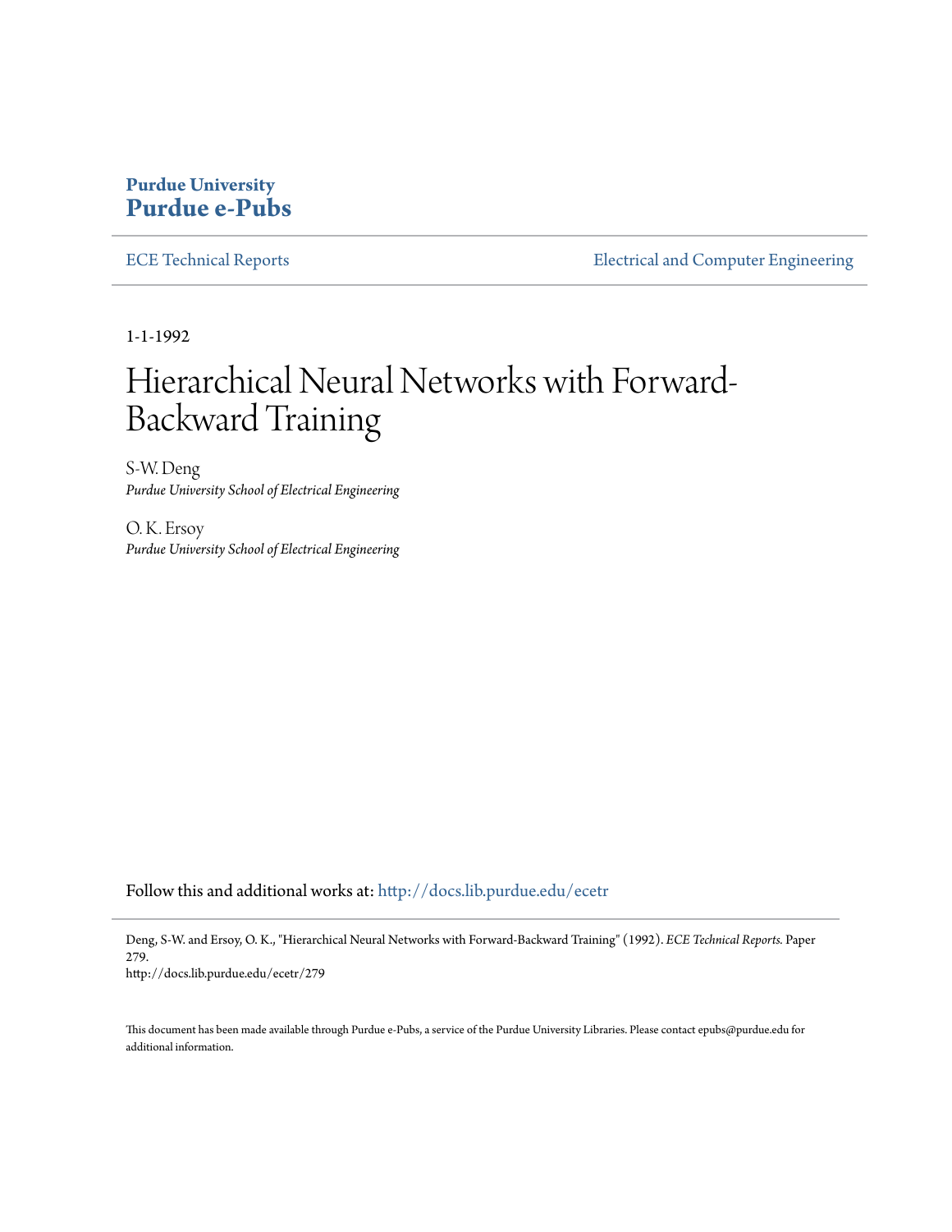**Purdue University**
**Purdue e-Pubs**

ECE Technical Reports | Electrical and Computer Engineering

1-1-1992

# Hierarchical Neural Networks with Forward-Backward Training

S-W. Deng
*Purdue University School of Electrical Engineering*

O. K. Ersoy
*Purdue University School of Electrical Engineering*

Follow this and additional works at: http://docs.lib.purdue.edu/ecetr

Deng, S-W. and Ersoy, O. K., "Hierarchical Neural Networks with Forward-Backward Training" (1992). *ECE Technical Reports.* Paper 279.
http://docs.lib.purdue.edu/ecetr/279

This document has been made available through Purdue e-Pubs, a service of the Purdue University Libraries. Please contact epubs@purdue.edu for additional information.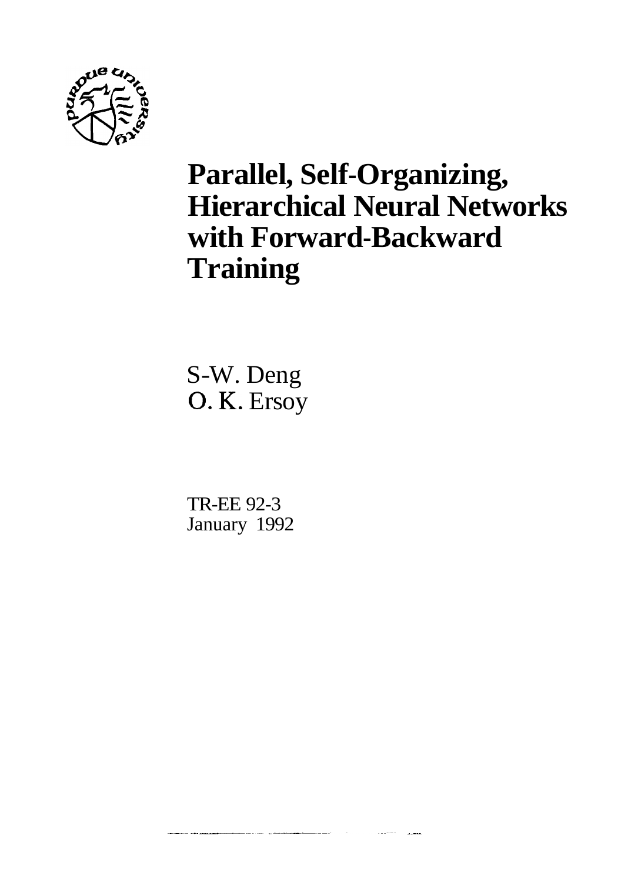# Parallel, Self-Organizing, Hierarchical Neural Networks with Forward-Backward Training

S-W. Deng
O. K. Ersoy

TR-EE 92-3
January 1992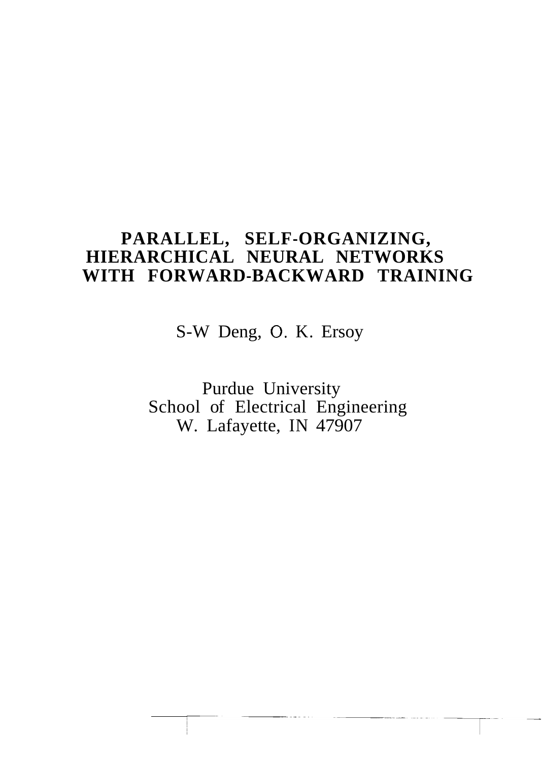# PARALLEL, SELF-ORGANIZING, HIERARCHICAL NEURAL NETWORKS WITH FORWARD-BACKWARD TRAINING

S-W Deng, O. K. Ersoy

Purdue University
School of Electrical Engineering
W. Lafayette, IN 47907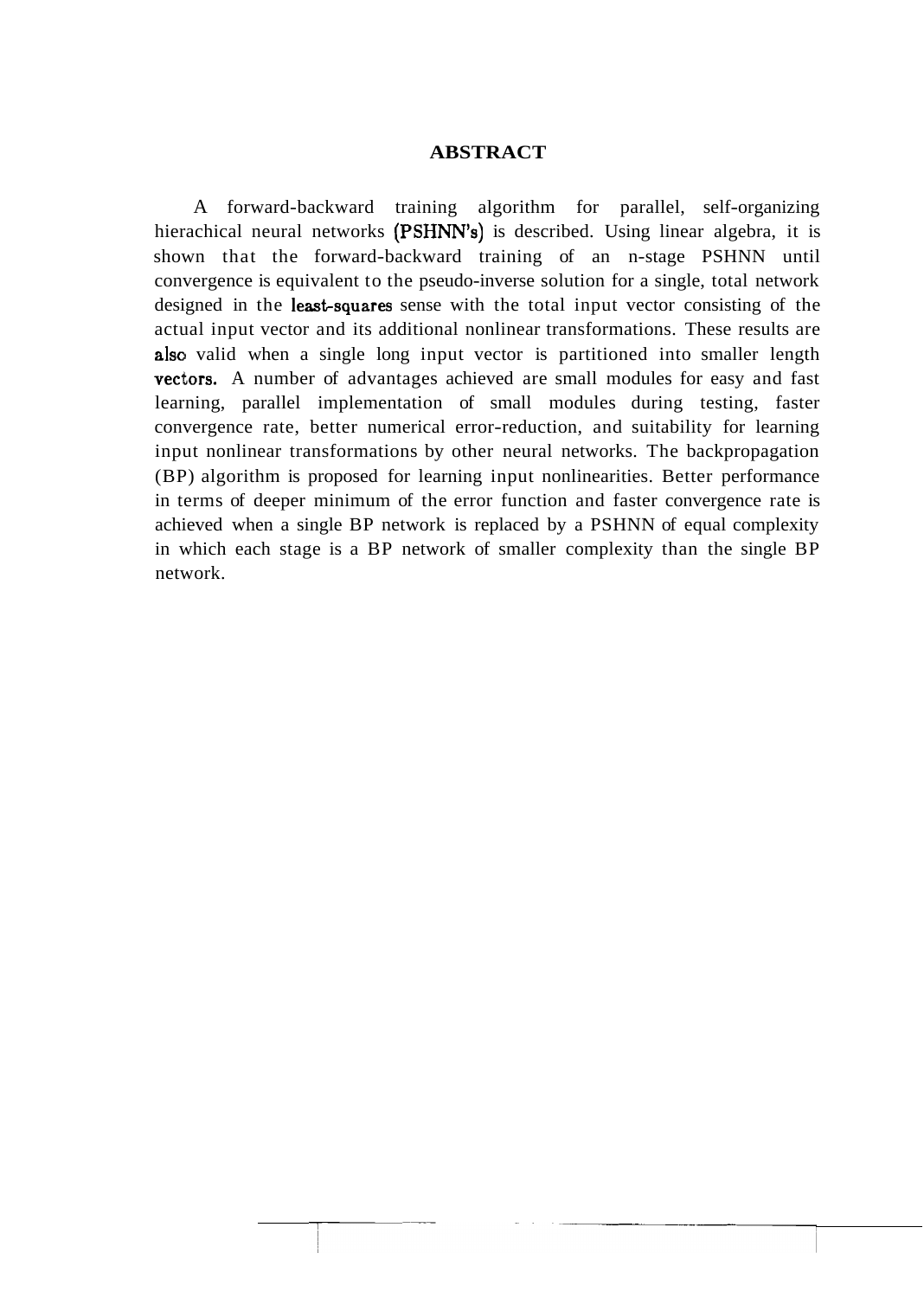# ABSTRACT

A forward-backward training algorithm for parallel, self-organizing hierachical neural networks (PSHNN's) is described. Using linear algebra, it is shown that the forward-backward training of an n-stage PSHNN until convergence is equivalent to the pseudo-inverse solution for a single, total network designed in the least-squares sense with the total input vector consisting of the actual input vector and its additional nonlinear transformations. These results are also valid when a single long input vector is partitioned into smaller length vectors. A number of advantages achieved are small modules for easy and fast learning, parallel implementation of small modules during testing, faster convergence rate, better numerical error-reduction, and suitability for learning input nonlinear transformations by other neural networks. The backpropagation (BP) algorithm is proposed for learning input nonlinearities. Better performance in terms of deeper minimum of the error function and faster convergence rate is achieved when a single BP network is replaced by a PSHNN of equal complexity in which each stage is a BP network of smaller complexity than the single BP network.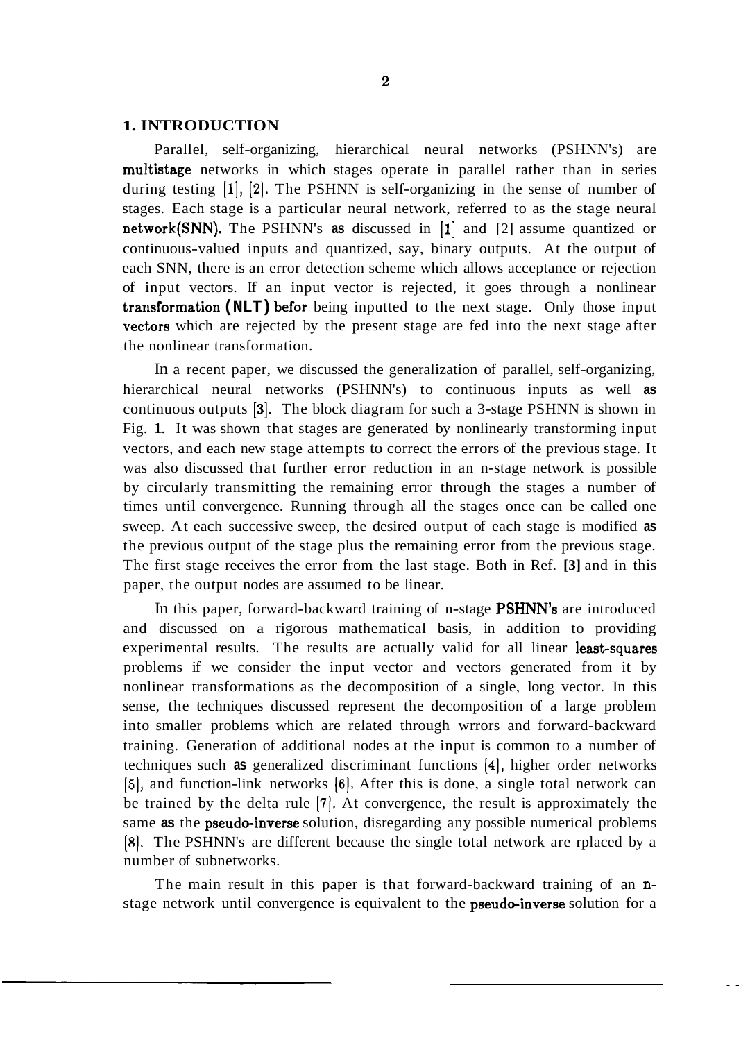## 1. INTRODUCTION

Parallel, self-organizing, hierarchical neural networks (PSHNN's) are multistage networks in which stages operate in parallel rather than in series during testing [1], [2]. The PSHNN is self-organizing in the sense of number of stages. Each stage is a particular neural network, referred to as the stage neural network(SNN). The PSHNN's as discussed in [1] and [2] assume quantized or continuous-valued inputs and quantized, say, binary outputs. At the output of each SNN, there is an error detection scheme which allows acceptance or rejection of input vectors. If an input vector is rejected, it goes through a nonlinear transformation (NLT) befor being inputted to the next stage. Only those input vectors which are rejected by the present stage are fed into the next stage after the nonlinear transformation.

In a recent paper, we discussed the generalization of parallel, self-organizing, hierarchical neural networks (PSHNN's) to continuous inputs as well as continuous outputs [3]. The block diagram for such a 3-stage PSHNN is shown in Fig. 1. It was shown that stages are generated by nonlinearly transforming input vectors, and each new stage attempts to correct the errors of the previous stage. It was also discussed that further error reduction in an n-stage network is possible by circularly transmitting the remaining error through the stages a number of times until convergence. Running through all the stages once can be called one sweep. At each successive sweep, the desired output of each stage is modified as the previous output of the stage plus the remaining error from the previous stage. The first stage receives the error from the last stage. Both in Ref. [3] and in this paper, the output nodes are assumed to be linear.

In this paper, forward-backward training of n-stage PSHNN's are introduced and discussed on a rigorous mathematical basis, in addition to providing experimental results. The results are actually valid for all linear least-squares problems if we consider the input vector and vectors generated from it by nonlinear transformations as the decomposition of a single, long vector. In this sense, the techniques discussed represent the decomposition of a large problem into smaller problems which are related through wrrors and forward-backward training. Generation of additional nodes at the input is common to a number of techniques such as generalized discriminant functions [4], higher order networks [5], and function-link networks [6]. After this is done, a single total network can be trained by the delta rule [7]. At convergence, the result is approximately the same as the pseudo-inverse solution, disregarding any possible numerical problems [8]. The PSHNN's are different because the single total network are rplaced by a number of subnetworks.

The main result in this paper is that forward-backward training of an n-stage network until convergence is equivalent to the pseudo-inverse solution for a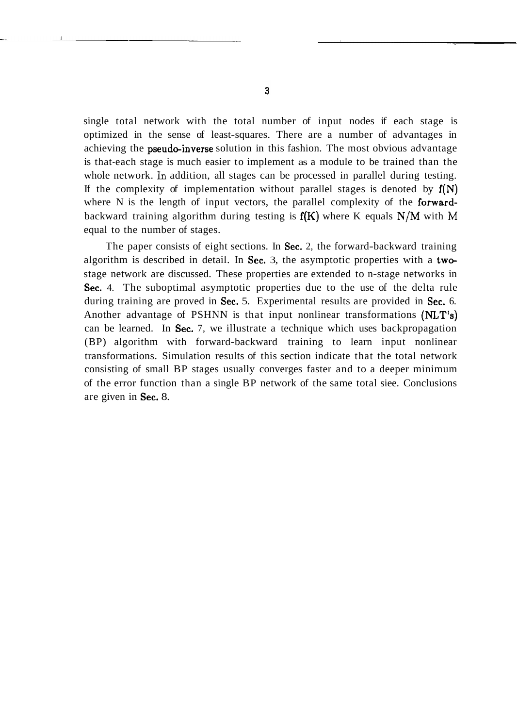single total network with the total number of input nodes if each stage is optimized in the sense of least-squares. There are a number of advantages in achieving the pseudo-inverse solution in this fashion. The most obvious advantage is that-each stage is much easier to implement as a module to be trained than the whole network. In addition, all stages can be processed in parallel during testing. If the complexity of implementation without parallel stages is denoted by $f(N)$ where N is the length of input vectors, the parallel complexity of the forward-backward training algorithm during testing is $f(K)$ where K equals $N/M$ with M equal to the number of stages.

The paper consists of eight sections. In Sec. 2, the forward-backward training algorithm is described in detail. In Sec. 3, the asymptotic properties with a two-stage network are discussed. These properties are extended to n-stage networks in Sec. 4. The suboptimal asymptotic properties due to the use of the delta rule during training are proved in Sec. 5. Experimental results are provided in Sec. 6. Another advantage of PSHNN is that input nonlinear transformations (NLT's) can be learned. In Sec. 7, we illustrate a technique which uses backpropagation (BP) algorithm with forward-backward training to learn input nonlinear transformations. Simulation results of this section indicate that the total network consisting of small BP stages usually converges faster and to a deeper minimum of the error function than a single BP network of the same total siee. Conclusions are given in Sec. 8.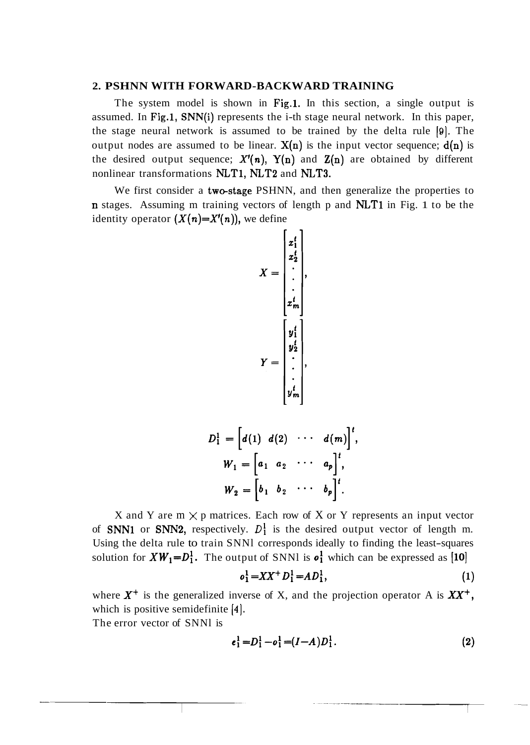## 2. PSHNN WITH FORWARD-BACKWARD TRAINING

The system model is shown in Fig.1. In this section, a single output is assumed. In Fig.1, SNN(i) represents the i-th stage neural network. In this paper, the stage neural network is assumed to be trained by the delta rule [9]. The output nodes are assumed to be linear. $X(n)$ is the input vector sequence; $d(n)$ is the desired output sequence; $X'(n)$, $Y(n)$ and $Z(n)$ are obtained by different nonlinear transformations NLT1, NLT2 and NLT3.

We first consider a two-stage PSHNN, and then generalize the properties to $n$ stages. Assuming m training vectors of length p and NLT1 in Fig. 1 to be the identity operator $(X(n)=X'(n))$, we define

$$X = \begin{bmatrix} x_1^t \\ x_2^t \\ \cdot \\ \cdot \\ \cdot \\ x_m^t \end{bmatrix},$$

$$Y = \begin{bmatrix} y_1^t \\ y_2^t \\ \cdot \\ \cdot \\ \cdot \\ y_m^t \end{bmatrix},$$

$$D_1^1 = \begin{bmatrix} d(1) & d(2) & \cdots & d(m) \end{bmatrix}^t,$$

$$W_1 = \begin{bmatrix} a_1 & a_2 & \cdots & a_p \end{bmatrix}^t,$$

$$W_2 = \begin{bmatrix} b_1 & b_2 & \cdots & b_p \end{bmatrix}^t.$$

X and Y are m $\times$ p matrices. Each row of X or Y represents an input vector of SNN1 or SNN2, respectively. $D_1^1$ is the desired output vector of length m. Using the delta rule to train SNN1 corresponds ideally to finding the least-squares solution for $XW_1=D_1^1$. The output of SNN1 is $o_1^1$ which can be expressed as [10]

$$o_1^1 = XX^+D_1^1 = AD_1^1, \tag{1}$$

where $X^+$ is the generalized inverse of X, and the projection operator A is $XX^+$, which is positive semidefinite [4].

The error vector of SNN1 is

$$e_1^1 = D_1^1 - o_1^1 = (I-A)D_1^1. \tag{2}$$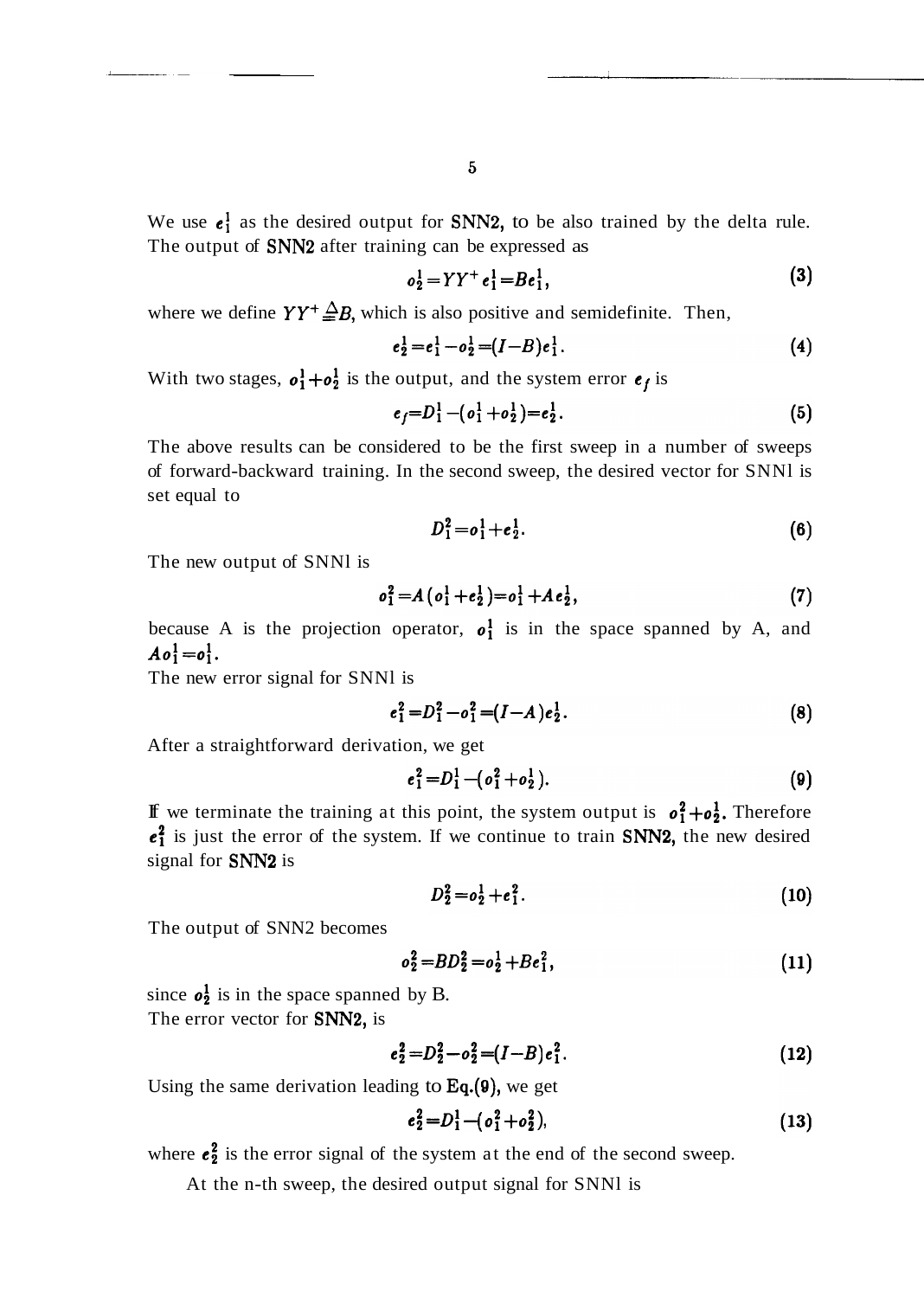We use $e_1^1$ as the desired output for SNN2, to be also trained by the delta rule. The output of SNN2 after training can be expressed as

$$o_2^1 = YY^+ e_1^1 = Be_1^1, \tag{3}$$

where we define $YY^+ \triangleq B$, which is also positive and semidefinite. Then,

$$e_2^1 = e_1^1 - o_2^1 = (I - B)e_1^1. \tag{4}$$

With two stages, $o_1^1 + o_2^1$ is the output, and the system error $e_f$ is

$$e_f = D_1^1 - (o_1^1 + o_2^1) = e_2^1. \tag{5}$$

The above results can be considered to be the first sweep in a number of sweeps of forward-backward training. In the second sweep, the desired vector for SNNl is set equal to

$$D_1^2 = o_1^1 + e_2^1. \tag{6}$$

The new output of SNNl is

$$o_1^2 = A(o_1^1 + e_2^1) = o_1^1 + Ae_2^1, \tag{7}$$

because A is the projection operator, $o_1^1$ is in the space spanned by A, and $Ao_1^1 = o_1^1$.

The new error signal for SNNl is

$$e_1^2 = D_1^2 - o_1^2 = (I - A)e_2^1. \tag{8}$$

After a straightforward derivation, we get

$$e_1^2 = D_1^1 - (o_1^2 + o_2^1). \tag{9}$$

If we terminate the training at this point, the system output is $o_1^2 + o_2^1$. Therefore $e_1^2$ is just the error of the system. If we continue to train SNN2, the new desired signal for SNN2 is

$$D_2^2 = o_2^1 + e_1^2. \tag{10}$$

The output of SNN2 becomes

$$o_2^2 = BD_2^2 = o_2^1 + Be_1^2, \tag{11}$$

since $o_2^1$ is in the space spanned by B.

The error vector for SNN2, is

$$e_2^2 = D_2^2 - o_2^2 = (I - B)e_1^2. \tag{12}$$

Using the same derivation leading to Eq.(9), we get

$$e_2^2 = D_1^1 - (o_1^2 + o_2^2), \tag{13}$$

where $e_2^2$ is the error signal of the system at the end of the second sweep.

At the n-th sweep, the desired output signal for SNNl is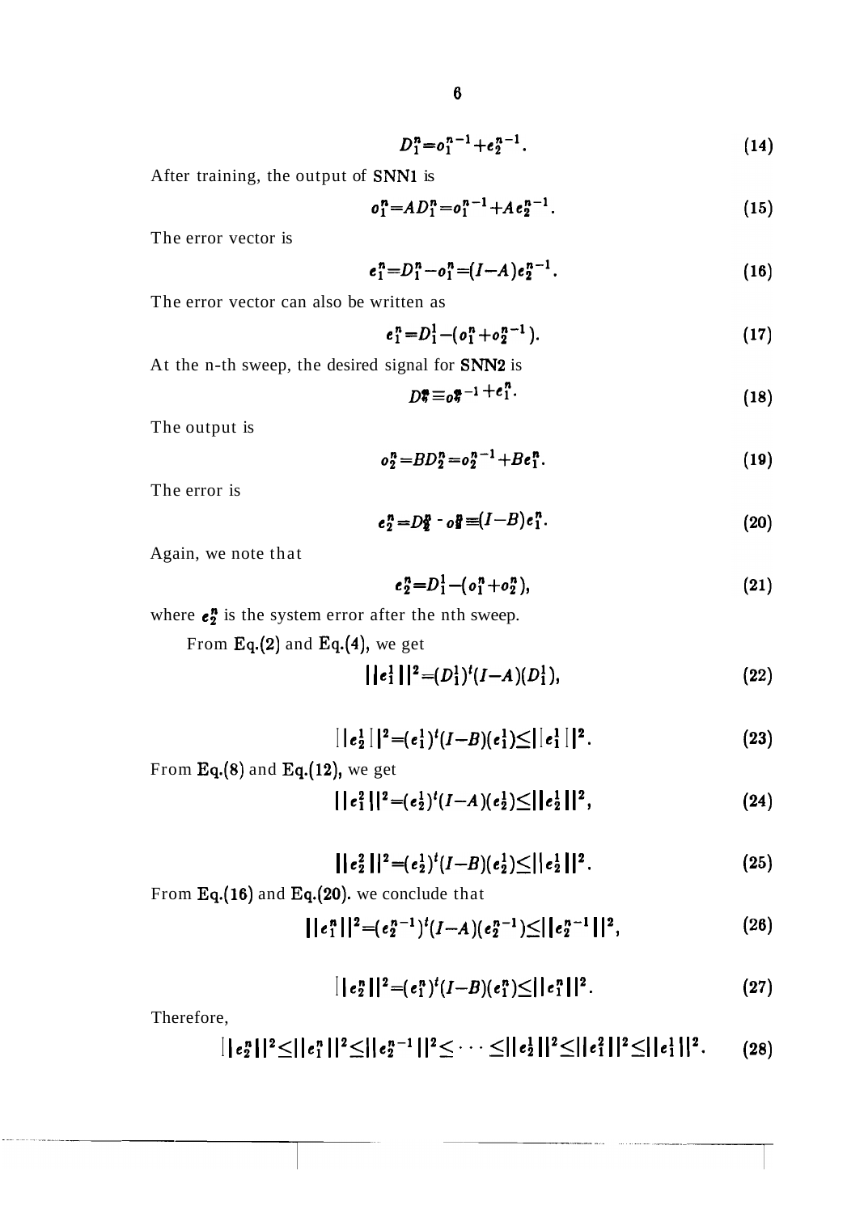$$D_1^n = o_1^{n-1} + e_2^{n-1}. \tag{14}$$

After training, the output of SNN1 is

$$o_1^n = AD_1^n = o_1^{n-1} + Ae_2^{n-1}. \tag{15}$$

The error vector is

$$e_1^n = D_1^n - o_1^n = (I-A)e_2^{n-1}. \tag{16}$$

The error vector can also be written as

$$e_1^n = D_1^1 - (o_1^n + o_2^{n-1}). \tag{17}$$

At the n-th sweep, the desired signal for SNN2 is

$$D_2^n \equiv o_2^{n-1} + e_1^n. \tag{18}$$

The output is

$$o_2^n = BD_2^n = o_2^{n-1} + Be_1^n. \tag{19}$$

The error is

$$e_2^n = D_2^n - o_2^n \equiv (I-B)e_1^n. \tag{20}$$

Again, we note that

$$e_2^n = D_1^1 - (o_1^n + o_2^n), \tag{21}$$

where $e_2^n$ is the system error after the nth sweep.

From Eq.(2) and Eq.(4), we get

$$||e_1^1||^2 = (D_1^1)^t(I-A)(D_1^1), \tag{22}$$

$$||e_2^1||^2 = (e_1^1)^t(I-B)(e_1^1) \leq ||e_1^1||^2. \tag{23}$$

From Eq.(8) and Eq.(12), we get

$$||e_1^2||^2 = (e_2^1)^t(I-A)(e_2^1) \leq ||e_2^1||^2, \tag{24}$$

$$||e_2^2||^2 = (e_2^1)^t(I-B)(e_2^1) \leq ||e_2^1||^2. \tag{25}$$

From Eq.(16) and Eq.(20). we conclude that

$$||e_1^n||^2 = (e_2^{n-1})^t(I-A)(e_2^{n-1}) \leq ||e_2^{n-1}||^2, \tag{26}$$

$$||e_2^n||^2 = (e_1^n)^t(I-B)(e_1^n) \leq ||e_1^n||^2. \tag{27}$$

Therefore,

$$||e_2^n||^2 \leq ||e_1^n||^2 \leq ||e_2^{n-1}||^2 \leq \cdots \leq ||e_2^1||^2 \leq ||e_1^2||^2 \leq ||e_1^1||^2. \tag{28}$$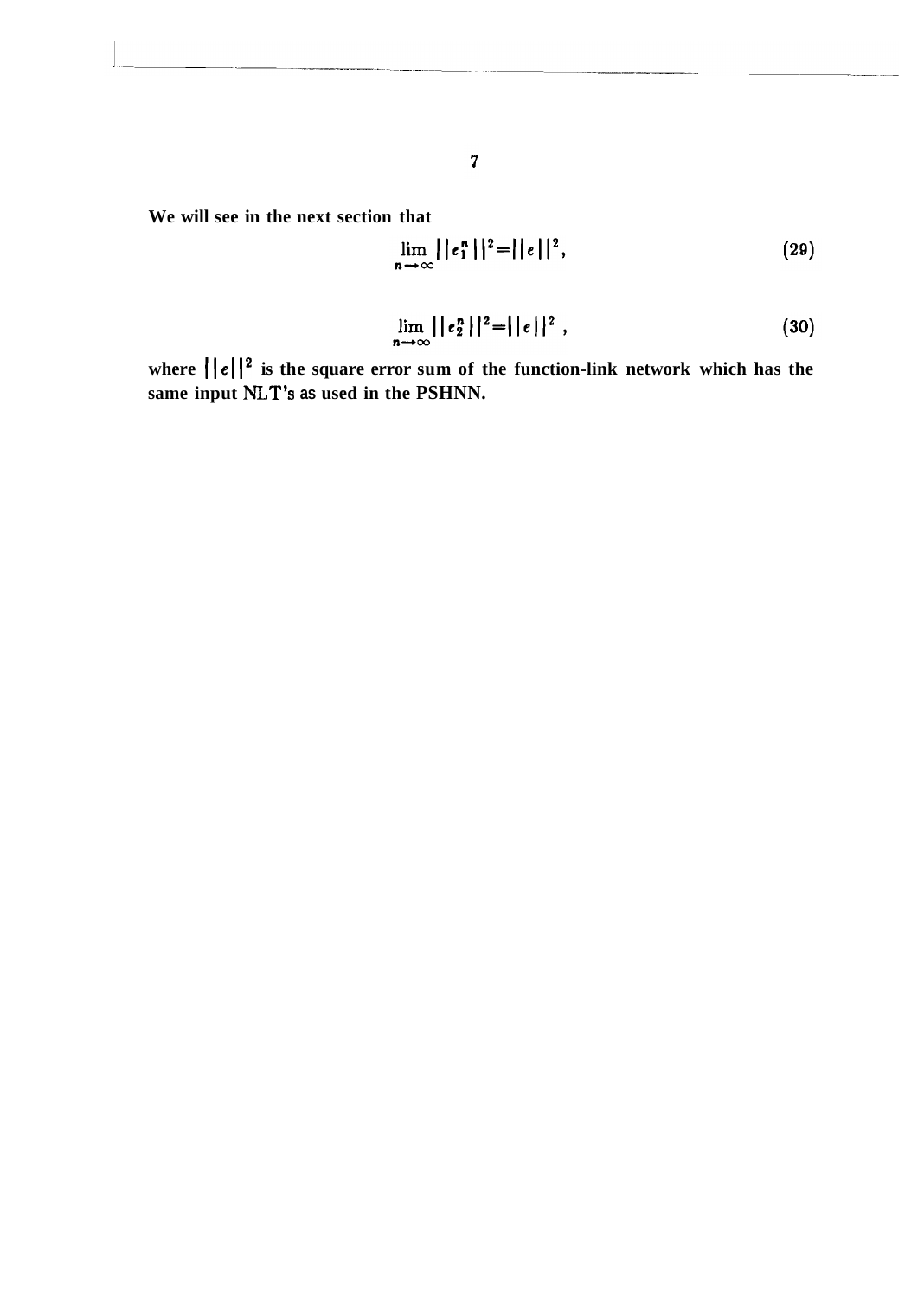We will see in the next section that

$$\lim_{n \to \infty} ||e_1^n||^2 = ||e||^2, \tag{29}$$

$$\lim_{n \to \infty} ||e_2^n||^2 = ||e||^2, \tag{30}$$

where $||e||^2$ is the square error sum of the function-link network which has the same input NLT's as used in the PSHNN.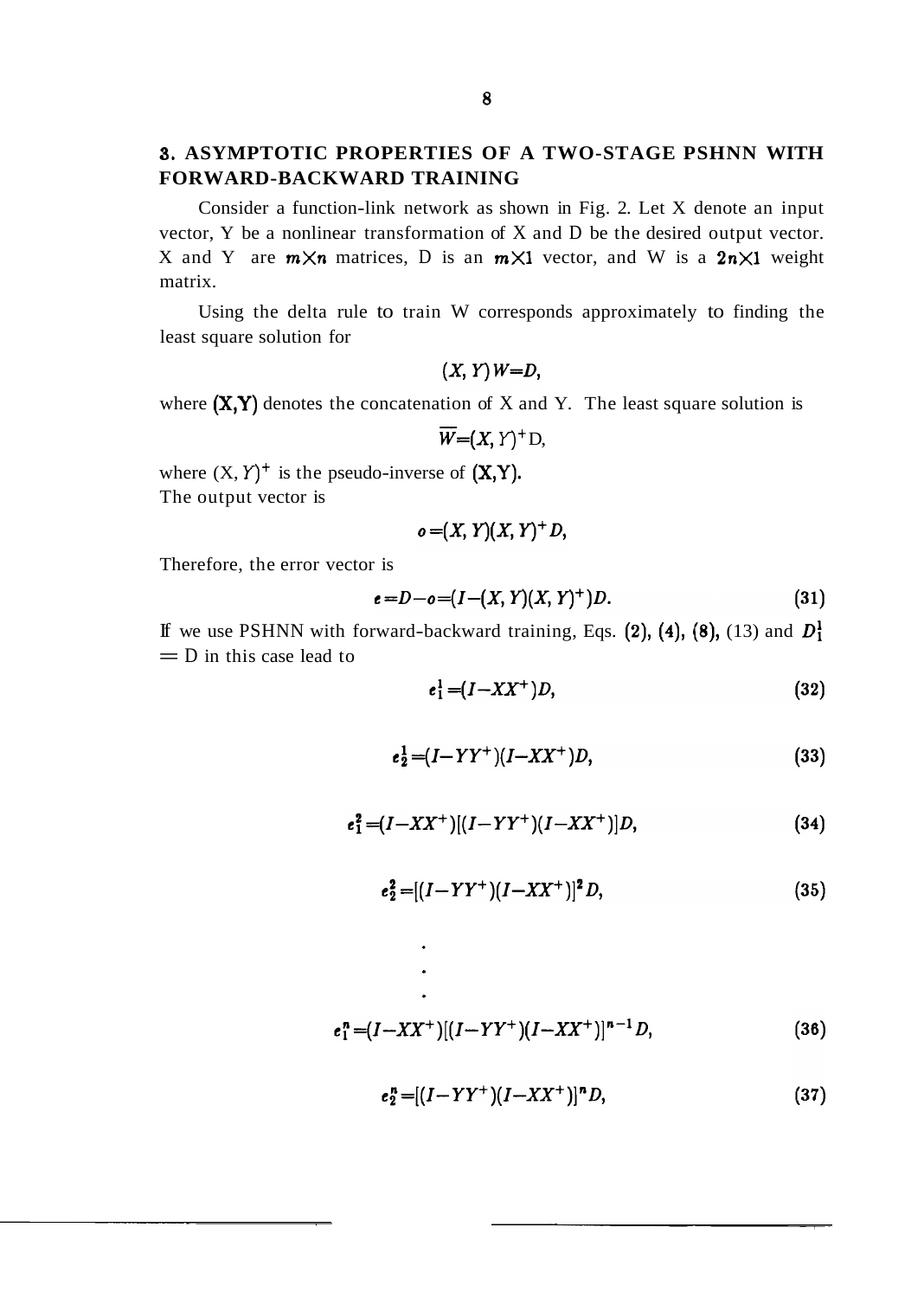## 3. ASYMPTOTIC PROPERTIES OF A TWO-STAGE PSHNN WITH FORWARD-BACKWARD TRAINING

Consider a function-link network as shown in Fig. 2. Let X denote an input vector, Y be a nonlinear transformation of X and D be the desired output vector. X and Y are $m \times n$ matrices, D is an $m \times 1$ vector, and W is a $2n \times 1$ weight matrix.

Using the delta rule to train W corresponds approximately to finding the least square solution for

$$(X, Y)W = D,$$

where (X,Y) denotes the concatenation of X and Y. The least square solution is

$$\overline{W} = (X, Y)^{+} D,$$

where $(X, Y)^{+}$ is the pseudo-inverse of (X,Y).
The output vector is

$$o = (X, Y)(X, Y)^{+} D,$$

Therefore, the error vector is

$$e = D - o = (I - (X, Y)(X, Y)^{+})D. \tag{31}$$

If we use PSHNN with forward-backward training, Eqs. (2), (4), (8), (13) and $D_1^1 = D$ in this case lead to

$$e_1^1 = (I - XX^{+})D, \tag{32}$$

$$e_2^1 = (I - YY^{+})(I - XX^{+})D, \tag{33}$$

$$e_1^2 = (I - XX^{+})[(I - YY^{+})(I - XX^{+})]D, \tag{34}$$

$$e_2^2 = [(I - YY^{+})(I - XX^{+})]^2 D, \tag{35}$$

$$\vdots$$

$$e_1^n = (I - XX^{+})[(I - YY^{+})(I - XX^{+})]^{n-1} D, \tag{36}$$

$$e_2^n = [(I - YY^{+})(I - XX^{+})]^n D, \tag{37}$$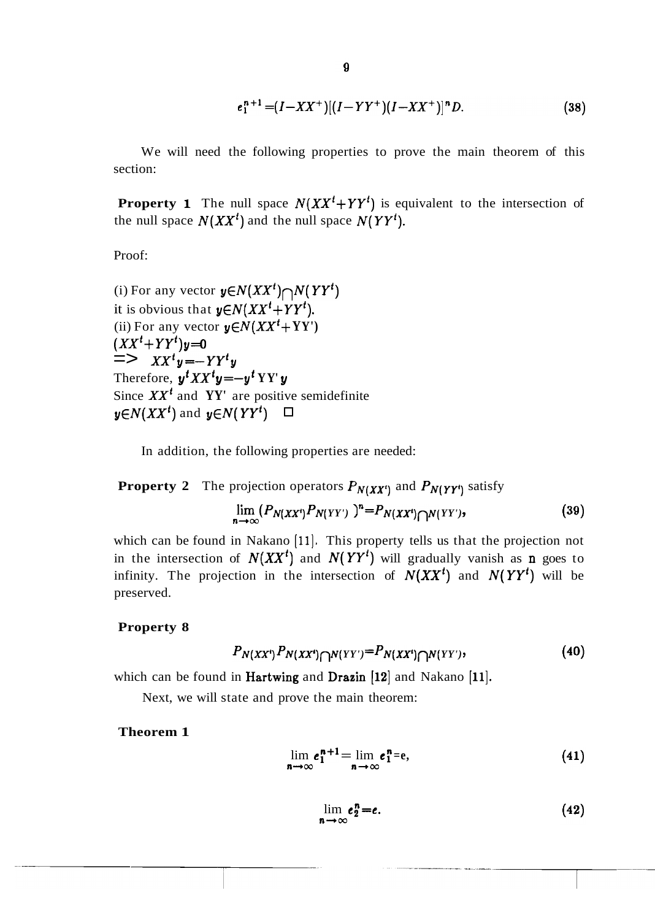$$e_1^{n+1} = (I - XX^+)[(I - YY^+)(I - XX^+)]^n D. \tag{38}$$

We will need the following properties to prove the main theorem of this section:

**Property 1** The null space $N(XX^t + YY^t)$ is equivalent to the intersection of the null space $N(XX^t)$ and the null space $N(YY^t)$.

Proof:

(i) For any vector $y \in N(XX^t) \cap N(YY^t)$
it is obvious that $y \in N(XX^t + YY^t)$.
(ii) For any vector $y \in N(XX^t + YY^t)$
$(XX^t + YY^t)y = 0$
$\Rightarrow \; XX^t y = -YY^t y$
Therefore, $y^t XX^t y = -y^t YY^t y$
Since $XX^t$ and $YY^t$ are positive semidefinite
$y \in N(XX^t)$ and $y \in N(YY^t)$ □

In addition, the following properties are needed:

**Property 2** The projection operators $P_{N(XX^t)}$ and $P_{N(YY^t)}$ satisfy

$$\lim_{n \to \infty} (P_{N(XX^t)} P_{N(YY^t)})^n = P_{N(XX^t) \cap N(YY^t)}, \tag{39}$$

which can be found in Nakano [11]. This property tells us that the projection not in the intersection of $N(XX^t)$ and $N(YY^t)$ will gradually vanish as n goes to infinity. The projection in the intersection of $N(XX^t)$ and $N(YY^t)$ will be preserved.

**Property 8**

$$P_{N(XX^t)} P_{N(XX^t) \cap N(YY^t)} = P_{N(XX^t) \cap N(YY^t)}, \tag{40}$$

which can be found in Hartwing and Drazin [12] and Nakano [11].

Next, we will state and prove the main theorem:

**Theorem 1**

$$\lim_{n \to \infty} e_1^{n+1} = \lim_{n \to \infty} e_1^n = e, \tag{41}$$

$$\lim_{n \to \infty} e_2^n = e. \tag{42}$$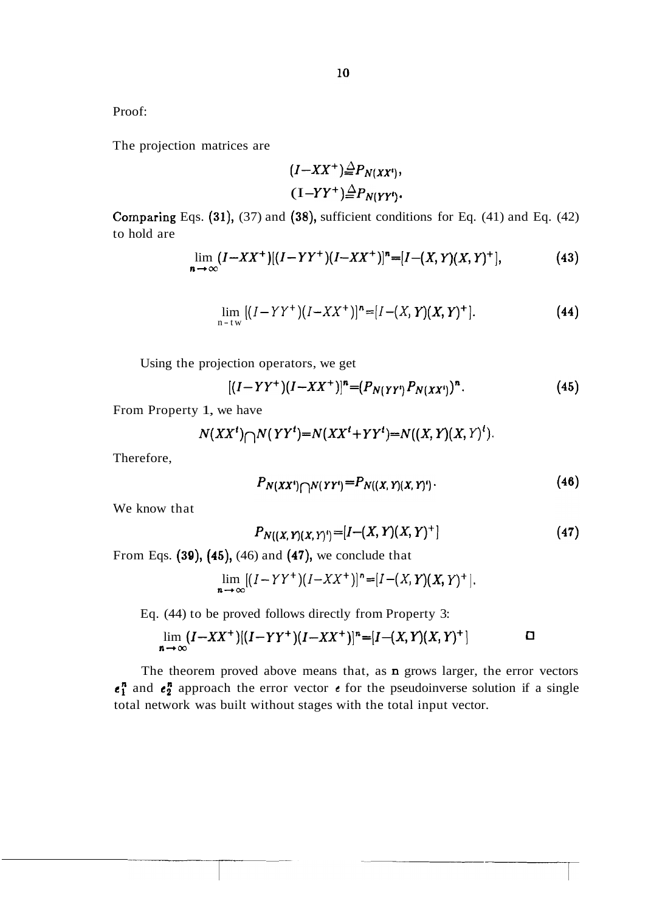Proof:

The projection matrices are

$$(I-XX^+)\triangleq P_{N(XX^t)},$$
$$(I-YY^+)\triangleq P_{N(YY^t)}.$$

Comparing Eqs. (31), (37) and (38), sufficient conditions for Eq. (41) and Eq. (42) to hold are

$$\lim_{n\to\infty}(I-XX^+)[(I-YY^+)(I-XX^+)]^n=[I-(X,Y)(X,Y)^+], \tag{43}$$

$$\lim_{n\to\infty}[(I-YY^+)(I-XX^+)]^n=[I-(X,Y)(X,Y)^+]. \tag{44}$$

Using the projection operators, we get

$$[(I-YY^+)(I-XX^+)]^n=(P_{N(YY^t)}P_{N(XX^t)})^n. \tag{45}$$

From Property 1, we have

$$N(XX^t)\cap N(YY^t)=N(XX^t+YY^t)=N((X,Y)(X,Y)^t).$$

Therefore,

$$P_{N(XX^t)\cap N(YY^t)}=P_{N((X,Y)(X,Y)^t)}. \tag{46}$$

We know that

$$P_{N((X,Y)(X,Y)^t)}=[I-(X,Y)(X,Y)^+] \tag{47}$$

From Eqs. (39), (45), (46) and (47), we conclude that

$$\lim_{n\to\infty}[(I-YY^+)(I-XX^+)]^n=[I-(X,Y)(X,Y)^+].$$

Eq. (44) to be proved follows directly from Property 3:

$$\lim_{n\to\infty}(I-XX^+)[(I-YY^+)(I-XX^+)]^n=[I-(X,Y)(X,Y)^+] \qquad \Box$$

The theorem proved above means that, as $n$ grows larger, the error vectors $e_1^n$ and $e_2^n$ approach the error vector $e$ for the pseudoinverse solution if a single total network was built without stages with the total input vector.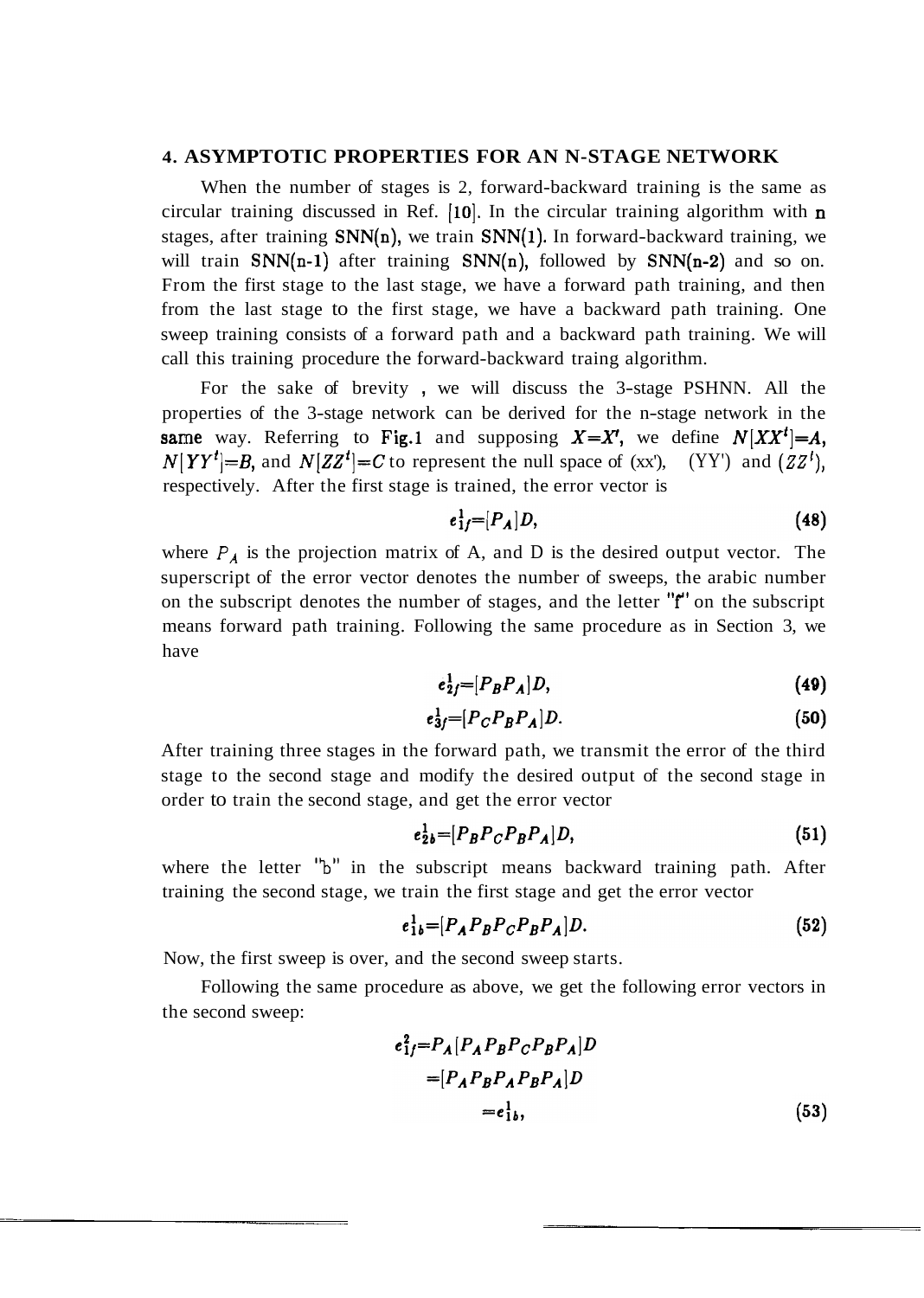## 4. ASYMPTOTIC PROPERTIES FOR AN N-STAGE NETWORK

When the number of stages is 2, forward-backward training is the same as circular training discussed in Ref. [10]. In the circular training algorithm with n stages, after training SNN(n), we train SNN(1). In forward-backward training, we will train SNN(n-1) after training SNN(n), followed by SNN(n-2) and so on. From the first stage to the last stage, we have a forward path training, and then from the last stage to the first stage, we have a backward path training. One sweep training consists of a forward path and a backward path training. We will call this training procedure the forward-backward traing algorithm.

For the sake of brevity , we will discuss the 3-stage PSHNN. All the properties of the 3-stage network can be derived for the n-stage network in the same way. Referring to Fig.1 and supposing $X=X'$, we define $N[XX^t]=A$, $N[YY^t]=B$, and $N[ZZ^t]=C$ to represent the null space of (xx'), (YY') and $(ZZ^t)$, respectively. After the first stage is trained, the error vector is

$$e^1_{1f}=[P_A]D, \tag{48}$$

where $P_A$ is the projection matrix of A, and D is the desired output vector. The superscript of the error vector denotes the number of sweeps, the arabic number on the subscript denotes the number of stages, and the letter "f" on the subscript means forward path training. Following the same procedure as in Section 3, we have

$$e^1_{2f}=[P_B P_A]D, \tag{49}$$

$$e^1_{3f}=[P_C P_B P_A]D. \tag{50}$$

After training three stages in the forward path, we transmit the error of the third stage to the second stage and modify the desired output of the second stage in order to train the second stage, and get the error vector

$$e^1_{2b}=[P_B P_C P_B P_A]D, \tag{51}$$

where the letter "b" in the subscript means backward training path. After training the second stage, we train the first stage and get the error vector

$$e^1_{1b}=[P_A P_B P_C P_B P_A]D. \tag{52}$$

Now, the first sweep is over, and the second sweep starts.

Following the same procedure as above, we get the following error vectors in the second sweep:

$$\begin{aligned} e^2_{1f} &= P_A[P_A P_B P_C P_B P_A]D \\ &= [P_A P_B P_A P_B P_A]D \\ &= e^1_{1b}, \end{aligned} \tag{53}$$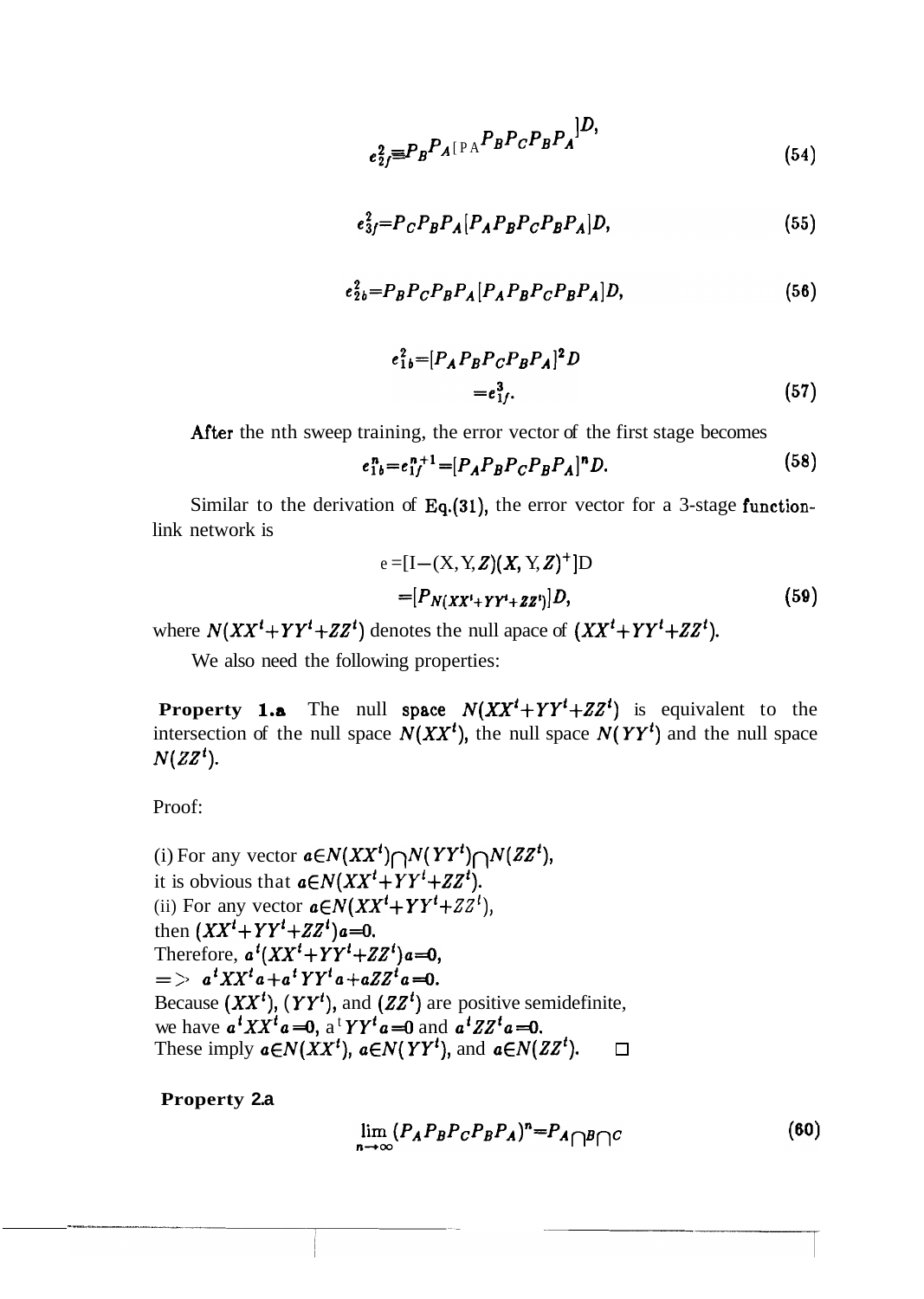$$e_{2f}^2 = P_B P_A [P_A P_B P_C P_B P_A] D, \tag{54}$$

$$e_{3f}^2 = P_C P_B P_A [P_A P_B P_C P_B P_A] D, \tag{55}$$

$$e_{2b}^2 = P_B P_C P_B P_A [P_A P_B P_C P_B P_A] D, \tag{56}$$

$$\begin{aligned} e_{1b}^2 &= [P_A P_B P_C P_B P_A]^2 D \\ &= e_{1f}^3. \end{aligned} \tag{57}$$

After the nth sweep training, the error vector of the first stage becomes

$$e_{1b}^n = e_{1f}^{n+1} = [P_A P_B P_C P_B P_A]^n D. \tag{58}$$

Similar to the derivation of Eq.(31), the error vector for a 3-stage function-link network is

$$\begin{aligned} e &= [I - (X, Y, Z)(X, Y, Z)^+] D \\ &= [P_{N(XX^t + YY^t + ZZ^t)}] D, \end{aligned} \tag{59}$$

where $N(XX^t + YY^t + ZZ^t)$ denotes the null apace of $(XX^t + YY^t + ZZ^t)$.

We also need the following properties:

**Property 1.a** The null space $N(XX^t + YY^t + ZZ^t)$ is equivalent to the intersection of the null space $N(XX^t)$, the null space $N(YY^t)$ and the null space $N(ZZ^t)$.

Proof:

(i) For any vector $a \in N(XX^t) \cap N(YY^t) \cap N(ZZ^t)$,
it is obvious that $a \in N(XX^t + YY^t + ZZ^t)$.
(ii) For any vector $a \in N(XX^t + YY^t + ZZ^t)$,
then $(XX^t + YY^t + ZZ^t)a = 0$.
Therefore, $a^t(XX^t + YY^t + ZZ^t)a = 0$,
$\Rightarrow$ $a^t XX^t a + a^t YY^t a + aZZ^t a = 0$.
Because $(XX^t)$, $(YY^t)$, and $(ZZ^t)$ are positive semidefinite,
we have $a^t XX^t a = 0$, $a^t YY^t a = 0$ and $a^t ZZ^t a = 0$.
These imply $a \in N(XX^t)$, $a \in N(YY^t)$, and $a \in N(ZZ^t)$. □

**Property 2.a**

$$\lim_{n \to \infty} (P_A P_B P_C P_B P_A)^n = P_{A \cap B \cap C} \tag{60}$$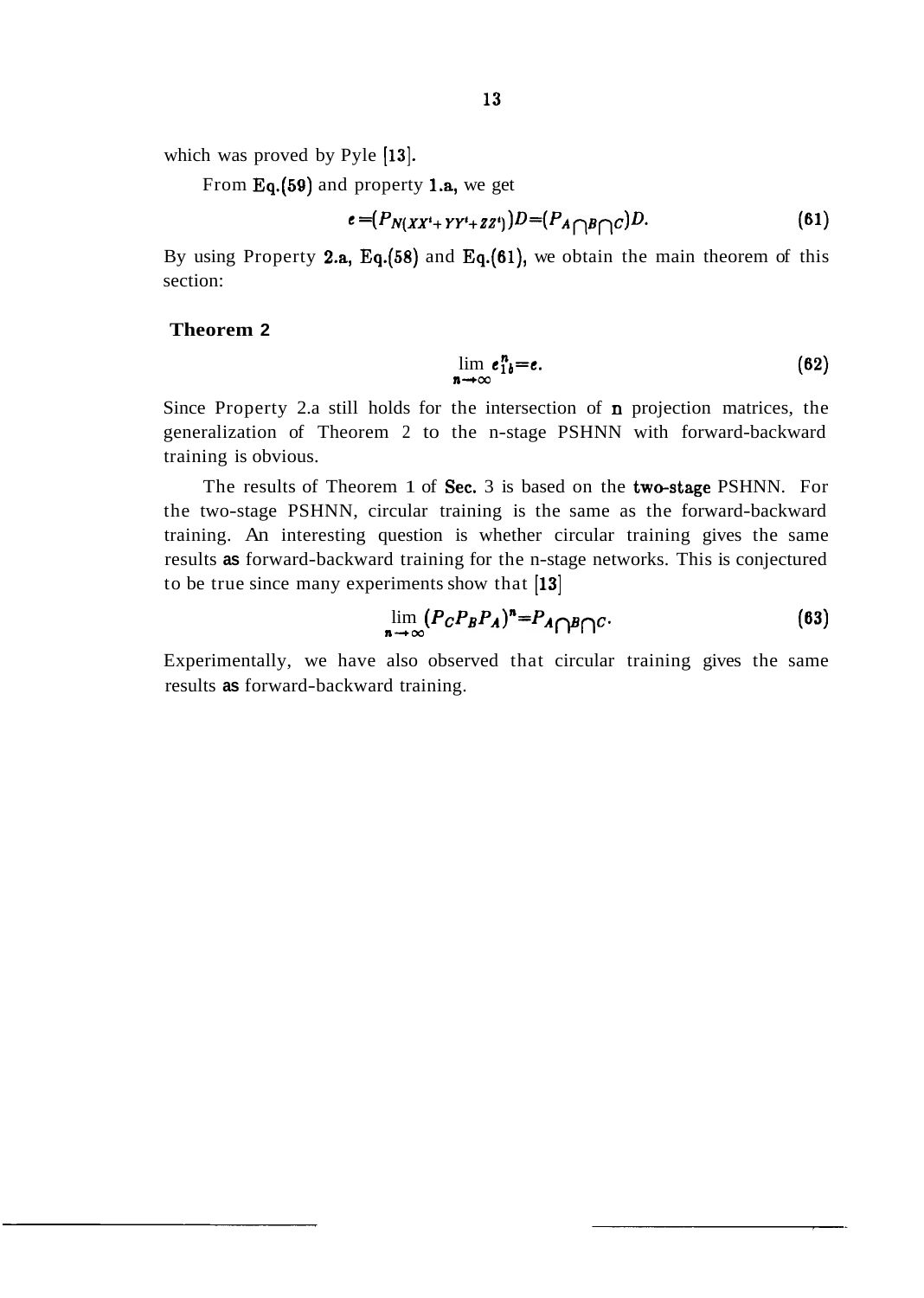which was proved by Pyle [13].

From Eq.(59) and property 1.a, we get

$$e=(P_{N(XX^t+YY^t+ZZ^t)})D=(P_{A\bigcap B\bigcap C})D. \tag{61}$$

By using Property 2.a, Eq.(58) and Eq.(61), we obtain the main theorem of this section:

**Theorem 2**

$$\lim_{n\to\infty} e_{1b}^{n}=e. \tag{62}$$

Since Property 2.a still holds for the intersection of n projection matrices, the generalization of Theorem 2 to the n-stage PSHNN with forward-backward training is obvious.

The results of Theorem 1 of Sec. 3 is based on the two-stage PSHNN. For the two-stage PSHNN, circular training is the same as the forward-backward training. An interesting question is whether circular training gives the same results as forward-backward training for the n-stage networks. This is conjectured to be true since many experiments show that [13]

$$\lim_{n\to\infty}(P_C P_B P_A)^n=P_{A\bigcap B\bigcap C}. \tag{63}$$

Experimentally, we have also observed that circular training gives the same results as forward-backward training.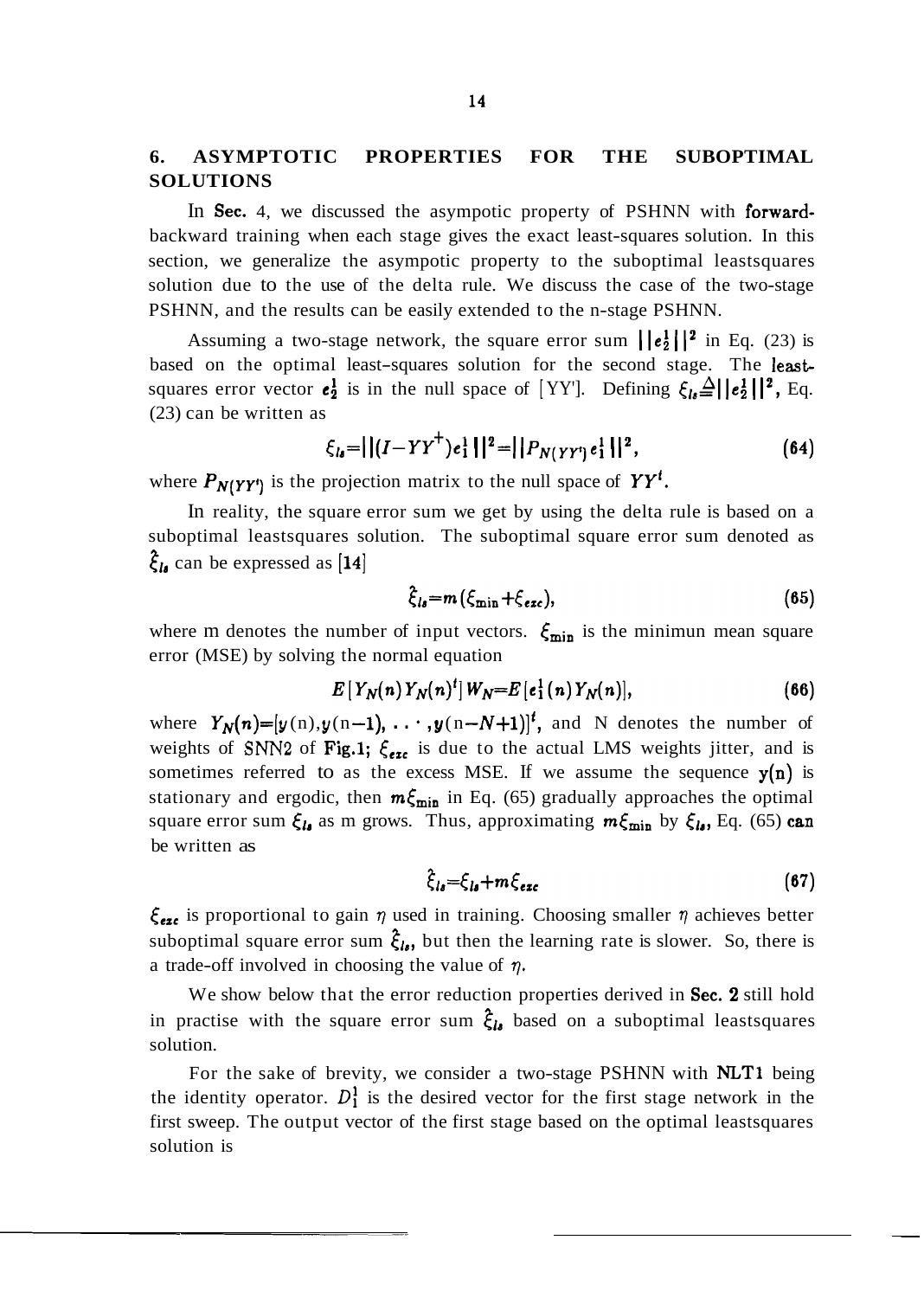## 6. ASYMPTOTIC PROPERTIES FOR THE SUBOPTIMAL SOLUTIONS

In **Sec.** 4, we discussed the asympotic property of PSHNN with **forward**-backward training when each stage gives the exact least-squares solution. In this section, we generalize the asympotic property to the suboptimal leastsquares solution due to the use of the delta rule. We discuss the case of the two-stage PSHNN, and the results can be easily extended to the n-stage PSHNN.

Assuming a two-stage network, the square error sum $||e_2^1||^2$ in Eq. (23) is based on the optimal least-squares solution for the second stage. The least-squares error vector $e_2^1$ is in the null space of [YY']. Defining $\xi_{ls} \triangleq ||e_2^1||^2$, Eq. (23) can be written as

$$\xi_{ls} = ||(I - YY^+)e_1^1||^2 = ||P_{N(YY')}e_1^1||^2, \tag{64}$$

where $P_{N(YY')}$ is the projection matrix to the null space of $YY^t$.

In reality, the square error sum we get by using the delta rule is based on a suboptimal leastsquares solution. The suboptimal square error sum denoted as $\hat{\xi}_{ls}$ can be expressed as [14]

$$\hat{\xi}_{ls} = m(\xi_{\min} + \xi_{exc}), \tag{65}$$

where m denotes the number of input vectors. $\xi_{\min}$ is the minimun mean square error (MSE) by solving the normal equation

$$E[Y_N(n)Y_N(n)^t]W_N = E[e_1^1(n)Y_N(n)], \tag{66}$$

where $Y_N(n) = [y(n), y(n-1), \cdots, y(n-N+1)]^t$, and N denotes the number of weights of SNN2 of **Fig.1**; $\xi_{exc}$ is due to the actual LMS weights jitter, and is sometimes referred to as the excess MSE. If we assume the sequence $y(n)$ is stationary and ergodic, then $m\xi_{\min}$ in Eq. (65) gradually approaches the optimal square error sum $\xi_{ls}$ as m grows. Thus, approximating $m\xi_{\min}$ by $\xi_{ls}$, Eq. (65) can be written as

$$\hat{\xi}_{ls} = \xi_{ls} + m\xi_{exc} \tag{67}$$

$\xi_{exc}$ is proportional to gain $\eta$ used in training. Choosing smaller $\eta$ achieves better suboptimal square error sum $\hat{\xi}_{ls}$, but then the learning rate is slower. So, there is a trade-off involved in choosing the value of $\eta$.

We show below that the error reduction properties derived in **Sec. 2** still hold in practise with the square error sum $\hat{\xi}_{ls}$ based on a suboptimal leastsquares solution.

For the sake of brevity, we consider a two-stage PSHNN with **NLT1** being the identity operator. $D_1^1$ is the desired vector for the first stage network in the first sweep. The output vector of the first stage based on the optimal leastsquares solution is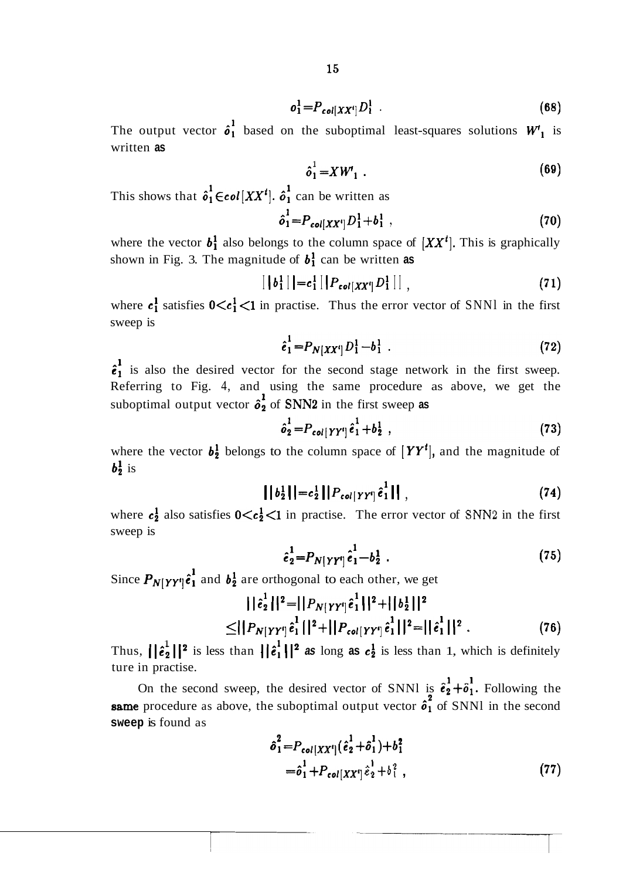$$o_1^1 = P_{col[XX^t]} D_1^1 \ . \tag{68}$$

The output vector $\hat{o}_1^1$ based on the suboptimal least-squares solutions $W'_1$ is written as

$$\hat{o}_1^1 = XW'_1 \ . \tag{69}$$

This shows that $\hat{o}_1^1 \in col[XX^t]$. $\hat{o}_1^1$ can be written as

$$\hat{o}_1^1 = P_{col[XX^t]} D_1^1 + b_1^1 \ , \tag{70}$$

where the vector $b_1^1$ also belongs to the column space of $[XX^t]$. This is graphically shown in Fig. 3. The magnitude of $b_1^1$ can be written as

$$||b_1^1|| = c_1^1 ||P_{col[XX^t]} D_1^1|| \ , \tag{71}$$

where $c_1^1$ satisfies $0 < c_1^1 < 1$ in practise. Thus the error vector of SNNl in the first sweep is

$$\hat{e}_1^1 = P_{N[XX^t]} D_1^1 - b_1^1 \ . \tag{72}$$

$\hat{e}_1^1$ is also the desired vector for the second stage network in the first sweep. Referring to Fig. 4, and using the same procedure as above, we get the suboptimal output vector $\hat{o}_2^1$ of SNN2 in the first sweep as

$$\hat{o}_2^1 = P_{col[YY^t]} \hat{e}_1^1 + b_2^1 \ , \tag{73}$$

where the vector $b_2^1$ belongs to the column space of $[YY^t]$, and the magnitude of $b_2^1$ is

$$||b_2^1|| = c_2^1 ||P_{col[YY^t]} \hat{e}_1^1|| \ , \tag{74}$$

where $c_2^1$ also satisfies $0 < c_2^1 < 1$ in practise. The error vector of SNN2 in the first sweep is

$$\hat{e}_2^1 = P_{N[YY^t]} \hat{e}_1^1 - b_2^1 \ . \tag{75}$$

Since $P_{N[YY^t]} \hat{e}_1^1$ and $b_2^1$ are orthogonal to each other, we get

$$\begin{aligned} ||\hat{e}_2^1||^2 &= ||P_{N[YY^t]} \hat{e}_1^1||^2 + ||b_2^1||^2 \\ &\leq ||P_{N[YY^t]} \hat{e}_1^1||^2 + ||P_{col[YY^t]} \hat{e}_1^1||^2 = ||\hat{e}_1^1||^2 \ . \end{aligned} \tag{76}$$

Thus, $||\hat{e}_2^1||^2$ is less than $||\hat{e}_1^1||^2$ as long as $c_2^1$ is less than 1, which is definitely ture in practise.

On the second sweep, the desired vector of SNNl is $\hat{e}_2^1 + \hat{o}_1^1$. Following the same procedure as above, the suboptimal output vector $\hat{o}_1^2$ of SNNl in the second sweep is found as

$$\begin{aligned} \hat{o}_1^2 &= P_{col[XX^t]} (\hat{e}_2^1 + \hat{o}_1^1) + b_1^2 \\ &= \hat{o}_1^1 + P_{col[XX^t]} \hat{e}_2^1 + b_1^2 \ , \end{aligned} \tag{77}$$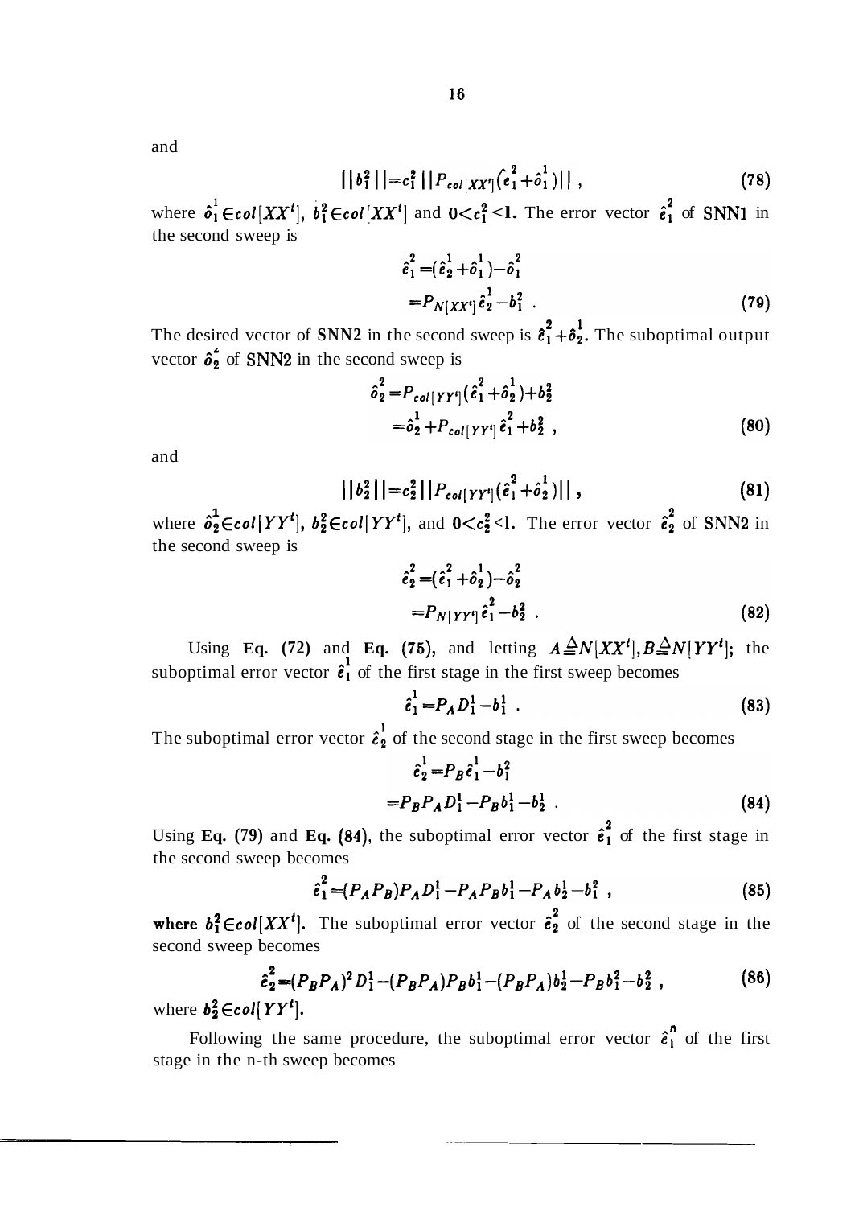and

$$||b_1^2|| = c_1^2 \, ||P_{col[XX^t]}(\hat{e}_1^2 + \hat{o}_1^1)|| \, , \tag{78}$$

where $\hat{o}_1^1 \in col[XX^t]$, $b_1^2 \in col[XX^t]$ and $0 < c_1^2 < 1$. The error vector $\hat{e}_1^2$ of SNN1 in the second sweep is

$$\begin{aligned}
\hat{e}_1^2 &= (\hat{e}_2^1 + \hat{o}_1^1) - \hat{o}_1^2 \\
&= P_{N[XX^t]} \hat{e}_2^1 - b_1^2 \ .
\end{aligned} \tag{79}$$

The desired vector of SNN2 in the second sweep is $\hat{e}_1^2 + \hat{o}_2^1$. The suboptimal output vector $\hat{o}_2^2$ of SNN2 in the second sweep is

$$\begin{aligned}
\hat{o}_2^2 &= P_{col[YY^t]}(\hat{e}_1^2 + \hat{o}_2^1) + b_2^2 \\
&= \hat{o}_2^1 + P_{col[YY^t]} \hat{e}_1^2 + b_2^2 \ ,
\end{aligned} \tag{80}$$

and

$$||b_2^2|| = c_2^2 \, ||P_{col[YY^t]}(\hat{e}_1^2 + \hat{o}_2^1)|| \, , \tag{81}$$

where $\hat{o}_2^1 \in col[YY^t]$, $b_2^2 \in col[YY^t]$, and $0 < c_2^2 < 1$. The error vector $\hat{e}_2^2$ of SNN2 in the second sweep is

$$\begin{aligned}
\hat{e}_2^2 &= (\hat{e}_1^2 + \hat{o}_2^1) - \hat{o}_2^2 \\
&= P_{N[YY^t]} \hat{e}_1^2 - b_2^2 \ .
\end{aligned} \tag{82}$$

Using **Eq. (72)** and **Eq. (75)**, and letting $A \triangleq N[XX^t], B \triangleq N[YY^t]$; the suboptimal error vector $\hat{e}_1^1$ of the first stage in the first sweep becomes

$$\hat{e}_1^1 = P_A D_1^1 - b_1^1 \ . \tag{83}$$

The suboptimal error vector $\hat{e}_2^1$ of the second stage in the first sweep becomes

$$\begin{aligned}
\hat{e}_2^1 &= P_B \hat{e}_1^1 - b_1^2 \\
&= P_B P_A D_1^1 - P_B b_1^1 - b_2^1 \ .
\end{aligned} \tag{84}$$

Using **Eq. (79)** and **Eq. (84)**, the suboptimal error vector $\hat{e}_1^2$ of the first stage in the second sweep becomes

$$\hat{e}_1^2 = (P_A P_B) P_A D_1^1 - P_A P_B b_1^1 - P_A b_2^1 - b_1^2 \ , \tag{85}$$

**where** $b_1^2 \in col[XX^t]$. The suboptimal error vector $\hat{e}_2^2$ of the second stage in the second sweep becomes

$$\hat{e}_2^2 = (P_B P_A)^2 D_1^1 - (P_B P_A) P_B b_1^1 - (P_B P_A) b_2^1 - P_B b_1^2 - b_2^2 \ , \tag{86}$$

where $b_2^2 \in col[YY^t]$.

Following the same procedure, the suboptimal error vector $\hat{e}_1^n$ of the first stage in the n-th sweep becomes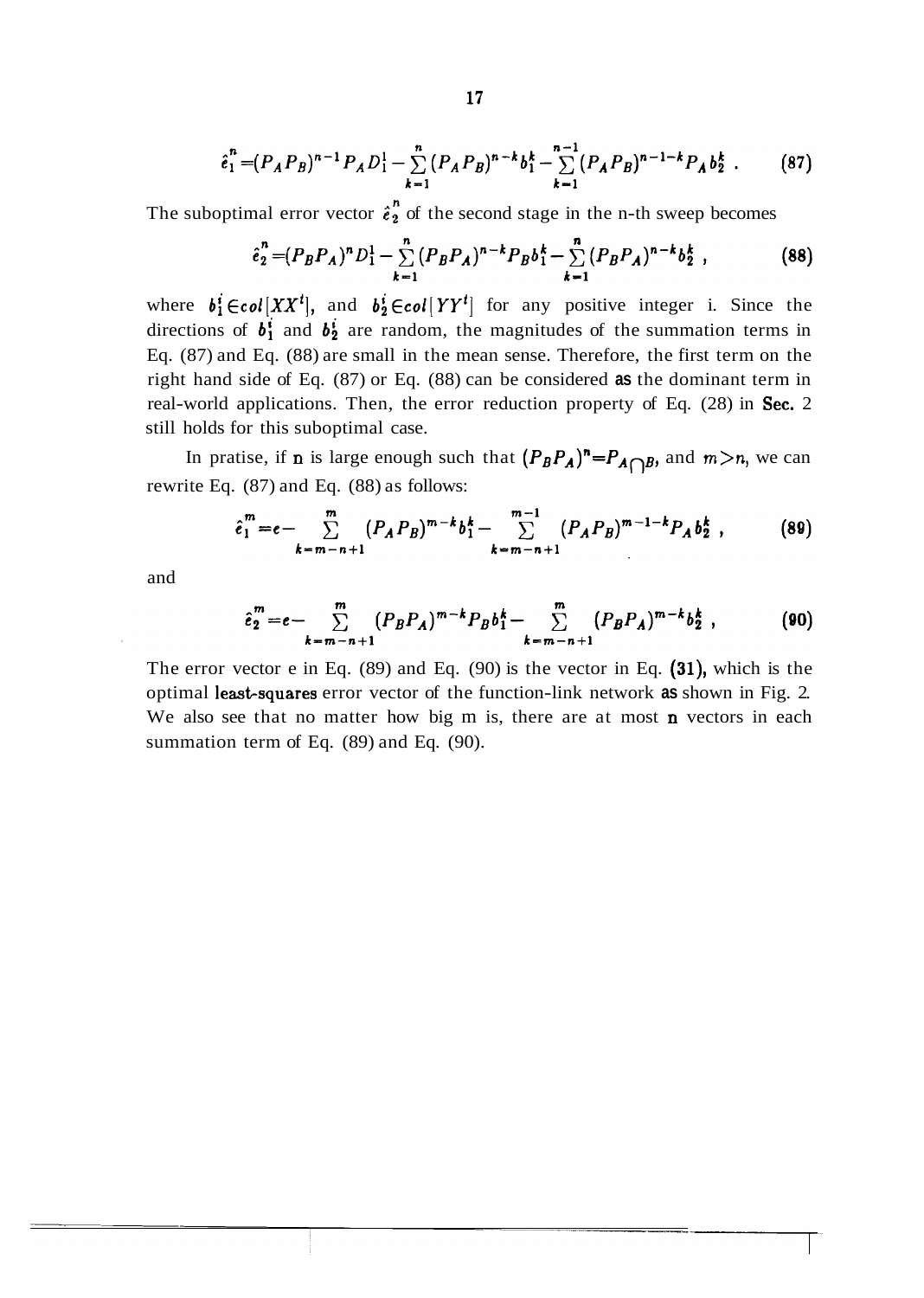$$\hat{e}_1^n = (P_A P_B)^{n-1} P_A D_1^1 - \sum_{k=1}^{n} (P_A P_B)^{n-k} b_1^k - \sum_{k=1}^{n-1} (P_A P_B)^{n-1-k} P_A b_2^k \ . \qquad (87)$$

The suboptimal error vector $\hat{e}_2^n$ of the second stage in the n-th sweep becomes

$$\hat{e}_2^n = (P_B P_A)^n D_1^1 - \sum_{k=1}^{n} (P_B P_A)^{n-k} P_B b_1^k - \sum_{k=1}^{n} (P_B P_A)^{n-k} b_2^k \ , \qquad (88)$$

where $b_1^i \in col[XX^t]$, and $b_2^i \in col[YY^t]$ for any positive integer i. Since the directions of $b_1^i$ and $b_2^i$ are random, the magnitudes of the summation terms in Eq. (87) and Eq. (88) are small in the mean sense. Therefore, the first term on the right hand side of Eq. (87) or Eq. (88) can be considered as the dominant term in real-world applications. Then, the error reduction property of Eq. (28) in Sec. 2 still holds for this suboptimal case.

In pratise, if n is large enough such that $(P_B P_A)^n = P_{A \cap B}$, and $m > n$, we can rewrite Eq. (87) and Eq. (88) as follows:

$$\hat{e}_1^m = e - \sum_{k=m-n+1}^{m} (P_A P_B)^{m-k} b_1^k - \sum_{k=m-n+1}^{m-1} (P_A P_B)^{m-1-k} P_A b_2^k \ , \qquad (89)$$

and

$$\hat{e}_2^m = e - \sum_{k=m-n+1}^{m} (P_B P_A)^{m-k} P_B b_1^k - \sum_{k=m-n+1}^{m} (P_B P_A)^{m-k} b_2^k \ , \qquad (90)$$

The error vector e in Eq. (89) and Eq. (90) is the vector in Eq. (31), which is the optimal least-squares error vector of the function-link network as shown in Fig. 2. We also see that no matter how big m is, there are at most n vectors in each summation term of Eq. (89) and Eq. (90).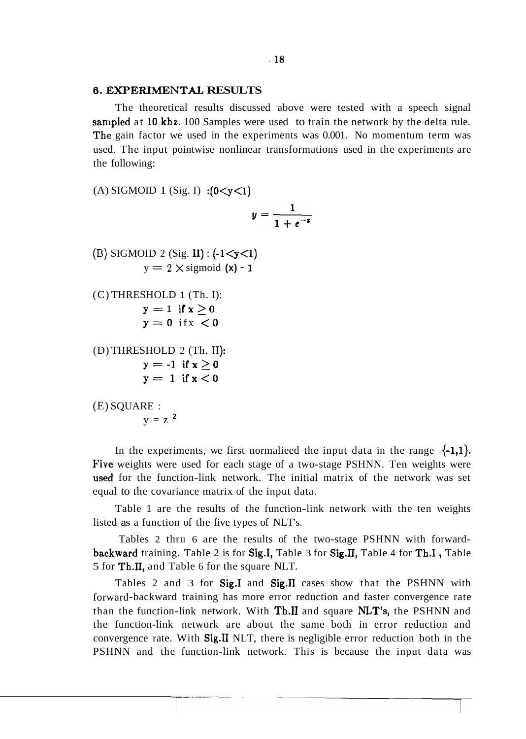## 6. EXPERIMENTAL RESULTS

The theoretical results discussed above were tested with a speech signal sampled at 10 khz. 100 Samples were used to train the network by the delta rule. The gain factor we used in the experiments was 0.001. No momentum term was used. The input pointwise nonlinear transformations used in the experiments are the following:

(A) SIGMOID 1 (Sig. I) :$(0<y<1)$

$$y = \frac{1}{1+e^{-x}}$$

(B) SIGMOID 2 (Sig. II) : $(-1<y<1)$

$y = 2 \times \text{sigmoid}(x) - 1$

(C) THRESHOLD 1 (Th. I):

$y = 1$ if $x \geq 0$
$y = 0$ if $x < 0$

(D) THRESHOLD 2 (Th. II):

$y = -1$ if $x \geq 0$
$y = 1$ if $x < 0$

(E) SQUARE :

$y = z^2$

In the experiments, we first normalieed the input data in the range $\{-1,1\}$. Five weights were used for each stage of a two-stage PSHNN. Ten weights were used for the function-link network. The initial matrix of the network was set equal to the covariance matrix of the input data.

Table 1 are the results of the function-link network with the ten weights listed as a function of the five types of NLT's.

Tables 2 thru 6 are the results of the two-stage PSHNN with forward-backward training. Table 2 is for Sig.I, Table 3 for Sig.II, Table 4 for Th.I , Table 5 for Th.II, and Table 6 for the square NLT.

Tables 2 and 3 for Sig.I and Sig.II cases show that the PSHNN with forward-backward training has more error reduction and faster convergence rate than the function-link network. With Th.II and square NLT's, the PSHNN and the function-link network are about the same both in error reduction and convergence rate. With Sig.II NLT, there is negligible error reduction both in the PSHNN and the function-link network. This is because the input data was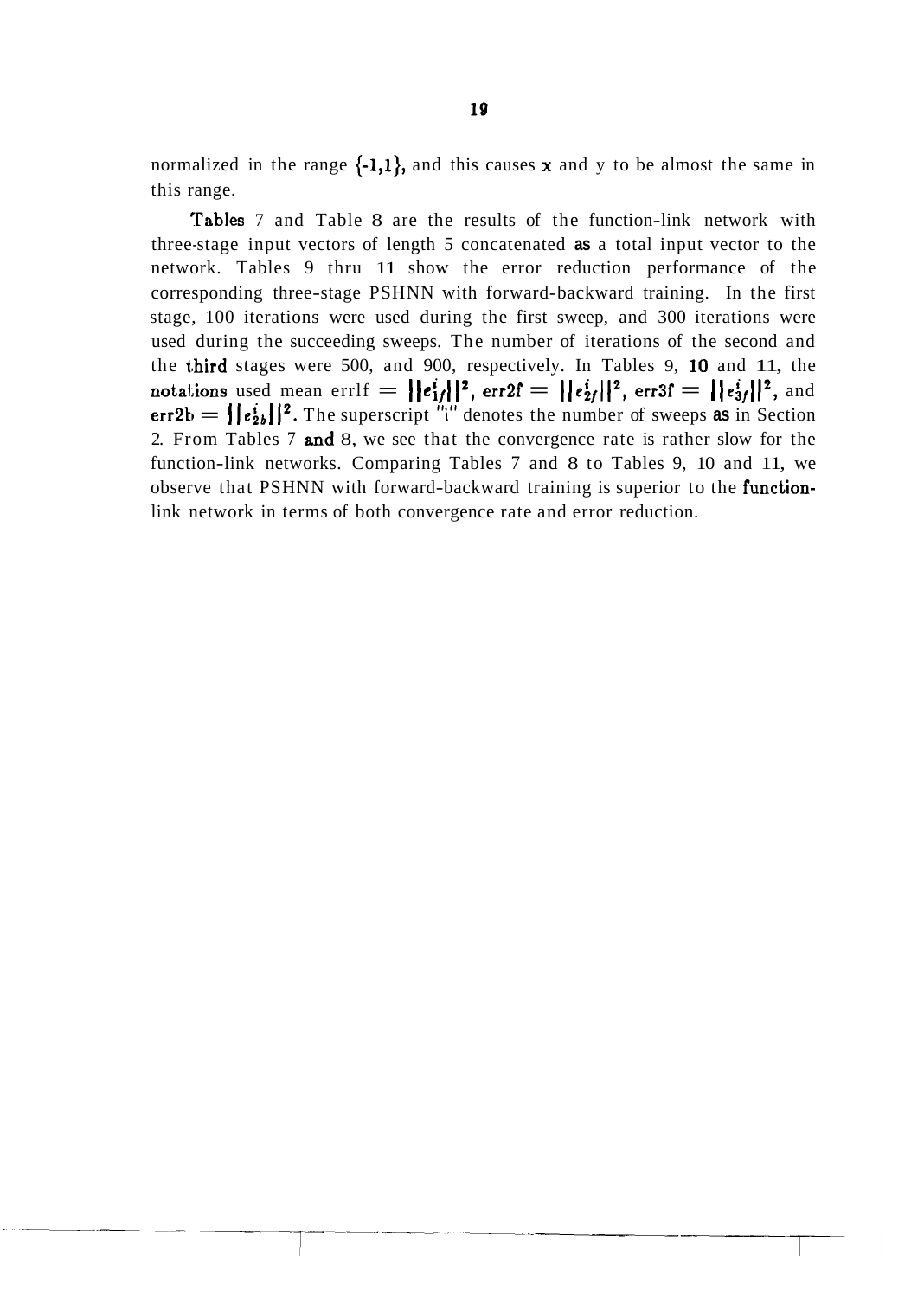normalized in the range {-1,1}, and this causes x and y to be almost the same in this range.

Tables 7 and Table 8 are the results of the function-link network with three-stage input vectors of length 5 concatenated as a total input vector to the network. Tables 9 thru 11 show the error reduction performance of the corresponding three-stage PSHNN with forward-backward training. In the first stage, 100 iterations were used during the first sweep, and 300 iterations were used during the succeeding sweeps. The number of iterations of the second and the third stages were 500, and 900, respectively. In Tables 9, 10 and 11, the notations used mean err1f $= ||e^i_{1f}||^2$, err2f $= ||e^i_{2f}||^2$, err3f $= ||e^i_{3f}||^2$, and err2b $= ||e^i_{2b}||^2$. The superscript "i" denotes the number of sweeps as in Section 2. From Tables 7 and 8, we see that the convergence rate is rather slow for the function-link networks. Comparing Tables 7 and 8 to Tables 9, 10 and 11, we observe that PSHNN with forward-backward training is superior to the function-link network in terms of both convergence rate and error reduction.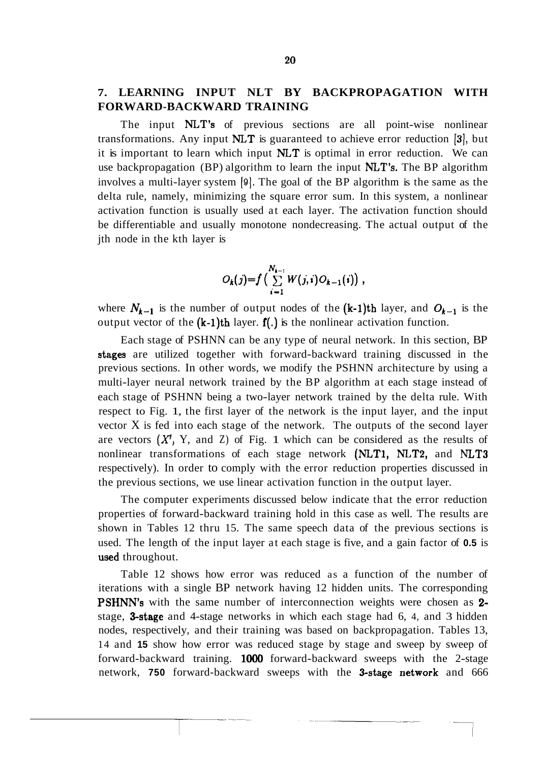## 7. LEARNING INPUT NLT BY BACKPROPAGATION WITH FORWARD-BACKWARD TRAINING

The input NLT's of previous sections are all point-wise nonlinear transformations. Any input NLT is guaranteed to achieve error reduction [3], but it is important to learn which input NLT is optimal in error reduction. We can use backpropagation (BP) algorithm to learn the input NLT's. The BP algorithm involves a multi-layer system [9]. The goal of the BP algorithm is the same as the delta rule, namely, minimizing the square error sum. In this system, a nonlinear activation function is usually used at each layer. The activation function should be differentiable and usually monotone nondecreasing. The actual output of the jth node in the kth layer is

$$O_k(j)=f\left(\sum_{i=1}^{N_{k-1}} W(j,i)O_{k-1}(i)\right),$$

where $N_{k-1}$ is the number of output nodes of the (k-1)th layer, and $O_{k-1}$ is the output vector of the (k-1)th layer. $f(.)$ is the nonlinear activation function.

Each stage of PSHNN can be any type of neural network. In this section, BP stages are utilized together with forward-backward training discussed in the previous sections. In other words, we modify the PSHNN architecture by using a multi-layer neural network trained by the BP algorithm at each stage instead of each stage of PSHNN being a two-layer network trained by the delta rule. With respect to Fig. 1, the first layer of the network is the input layer, and the input vector X is fed into each stage of the network. The outputs of the second layer are vectors ($X'$, Y, and Z) of Fig. 1 which can be considered as the results of nonlinear transformations of each stage network (NLT1, NLT2, and NLT3 respectively). In order to comply with the error reduction properties discussed in the previous sections, we use linear activation function in the output layer.

The computer experiments discussed below indicate that the error reduction properties of forward-backward training hold in this case as well. The results are shown in Tables 12 thru 15. The same speech data of the previous sections is used. The length of the input layer at each stage is five, and a gain factor of 0.5 is used throughout.

Table 12 shows how error was reduced as a function of the number of iterations with a single BP network having 12 hidden units. The corresponding PSHNN's with the same number of interconnection weights were chosen as 2-stage, 3-stage and 4-stage networks in which each stage had 6, 4, and 3 hidden nodes, respectively, and their training was based on backpropagation. Tables 13, 14 and 15 show how error was reduced stage by stage and sweep by sweep of forward-backward training. 1000 forward-backward sweeps with the 2-stage network, 750 forward-backward sweeps with the 3-stage network and 666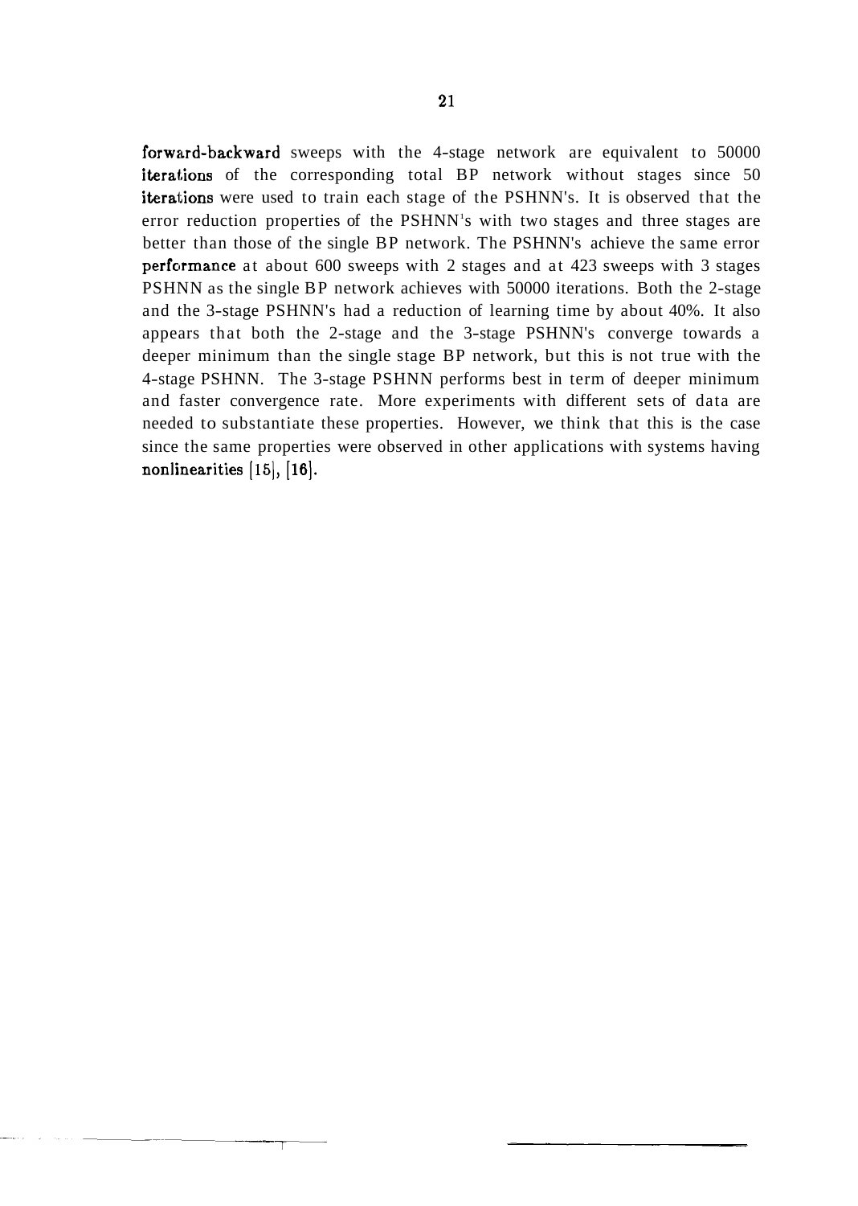forward-backward sweeps with the 4-stage network are equivalent to 50000 iterations of the corresponding total BP network without stages since 50 iterations were used to train each stage of the PSHNN's. It is observed that the error reduction properties of the PSHNN's with two stages and three stages are better than those of the single BP network. The PSHNN's achieve the same error performance at about 600 sweeps with 2 stages and at 423 sweeps with 3 stages PSHNN as the single BP network achieves with 50000 iterations. Both the 2-stage and the 3-stage PSHNN's had a reduction of learning time by about 40%. It also appears that both the 2-stage and the 3-stage PSHNN's converge towards a deeper minimum than the single stage BP network, but this is not true with the 4-stage PSHNN. The 3-stage PSHNN performs best in term of deeper minimum and faster convergence rate. More experiments with different sets of data are needed to substantiate these properties. However, we think that this is the case since the same properties were observed in other applications with systems having nonlinearities [15], [16].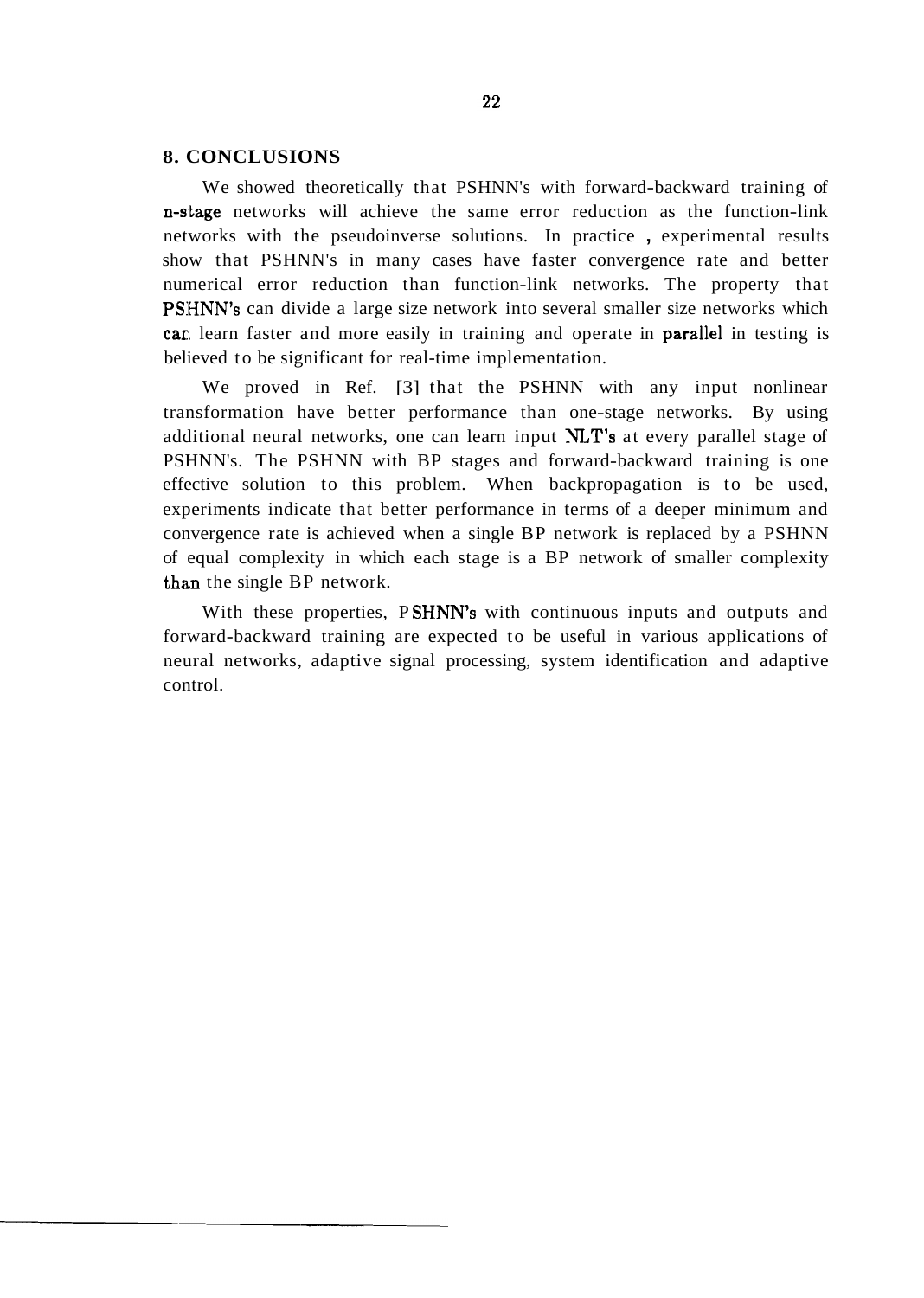## 8. CONCLUSIONS

We showed theoretically that PSHNN's with forward-backward training of n-stage networks will achieve the same error reduction as the function-link networks with the pseudoinverse solutions. In practice , experimental results show that PSHNN's in many cases have faster convergence rate and better numerical error reduction than function-link networks. The property that PSHNN's can divide a large size network into several smaller size networks which can learn faster and more easily in training and operate in parallel in testing is believed to be significant for real-time implementation.

We proved in Ref. [3] that the PSHNN with any input nonlinear transformation have better performance than one-stage networks. By using additional neural networks, one can learn input NLT's at every parallel stage of PSHNN's. The PSHNN with BP stages and forward-backward training is one effective solution to this problem. When backpropagation is to be used, experiments indicate that better performance in terms of a deeper minimum and convergence rate is achieved when a single BP network is replaced by a PSHNN of equal complexity in which each stage is a BP network of smaller complexity than the single BP network.

With these properties, PSHNN's with continuous inputs and outputs and forward-backward training are expected to be useful in various applications of neural networks, adaptive signal processing, system identification and adaptive control.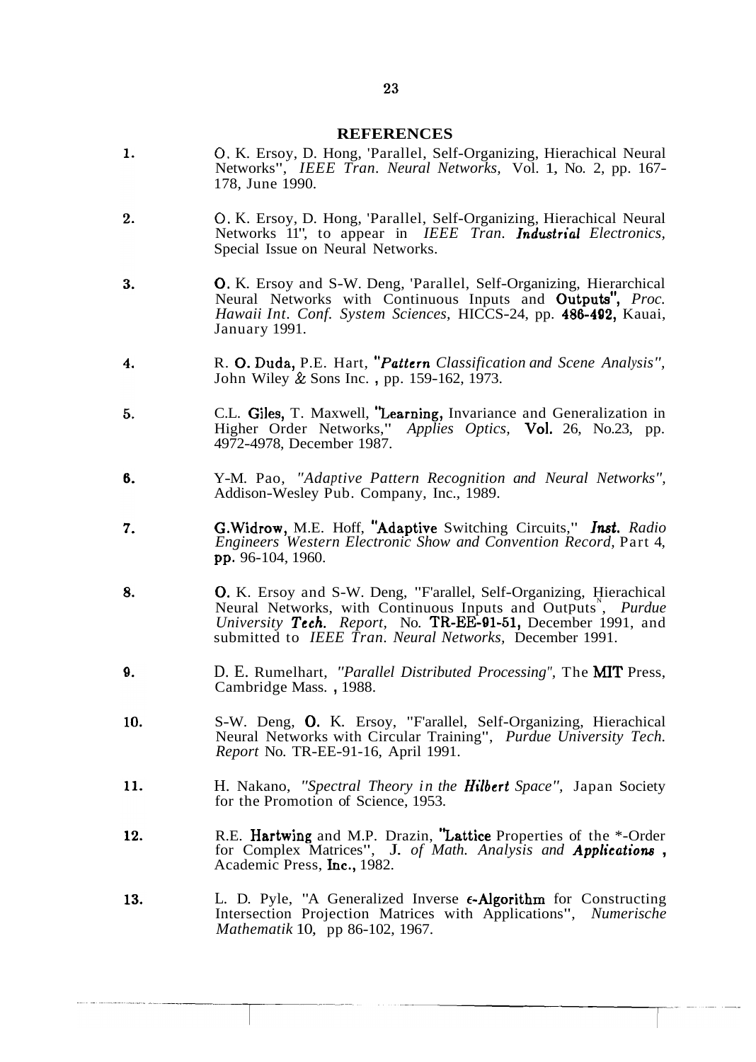## REFERENCES

1. O. K. Ersoy, D. Hong, 'Parallel, Self-Organizing, Hierachical Neural Networks", *IEEE Tran. Neural Networks,* Vol. 1, No. 2, pp. 167-178, June 1990.

2. O. K. Ersoy, D. Hong, 'Parallel, Self-Organizing, Hierachical Neural Networks 11", to appear in *IEEE Tran. Industrial Electronics,* Special Issue on Neural Networks.

3. O. K. Ersoy and S-W. Deng, 'Parallel, Self-Organizing, Hierarchical Neural Networks with Continuous Inputs and Outputs", *Proc. Hawaii Int. Conf. System Sciences,* HICCS-24, pp. 486-492, Kauai, January 1991.

4. R. O. Duda, P.E. Hart, *"Pattern Classification and Scene Analysis",* John Wiley & Sons Inc. , pp. 159-162, 1973.

5. C.L. Giles, T. Maxwell, "Learning, Invariance and Generalization in Higher Order Networks," *Applies Optics,* Vol. 26, No.23, pp. 4972-4978, December 1987.

6. Y-M. Pao, *"Adaptive Pattern Recognition and Neural Networks",* Addison-Wesley Pub. Company, Inc., 1989.

7. G.Widrow, M.E. Hoff, "Adaptive Switching Circuits," *Inst. Radio Engineers Western Electronic Show and Convention Record,* Part 4, pp. 96-104, 1960.

8. O. K. Ersoy and S-W. Deng, "F'arallel, Self-Organizing, Hierachical Neural Networks, with Continuous Inputs and Outputs", *Purdue University Tech. Report,* No. TR-EE-91-51, December 1991, and submitted to *IEEE Tran. Neural Networks,* December 1991.

9. D. E. Rumelhart, *"Parallel Distributed Processing",* The MIT Press, Cambridge Mass. , 1988.

10. S-W. Deng, O. K. Ersoy, "F'arallel, Self-Organizing, Hierachical Neural Networks with Circular Training", *Purdue University Tech. Report* No. TR-EE-91-16, April 1991.

11. H. Nakano, *"Spectral Theory in the Hilbert Space",* Japan Society for the Promotion of Science, 1953.

12. R.E. Hartwing and M.P. Drazin, "Lattice Properties of the *-Order for Complex Matrices", *J. of Math. Analysis and Applications ,* Academic Press, Inc., 1982.

13. L. D. Pyle, "A Generalized Inverse $\epsilon$-Algorithm for Constructing Intersection Projection Matrices with Applications", *Numerische Mathematik* 10, pp 86-102, 1967.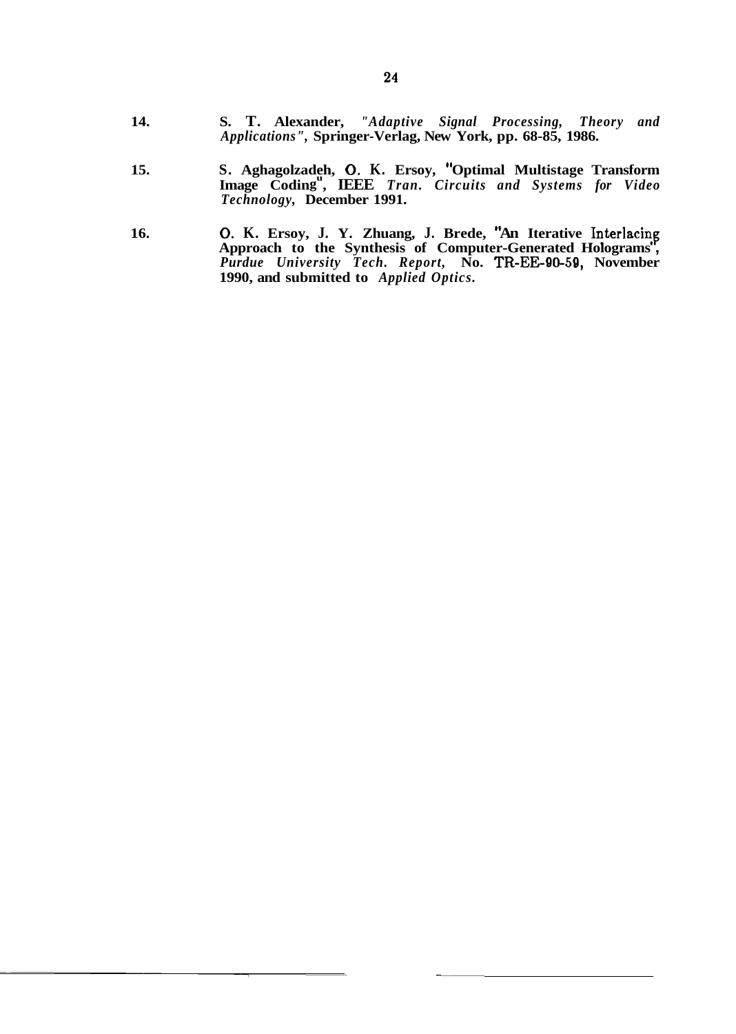14. **S. T. Alexander,** *"Adaptive Signal Processing, Theory and Applications"*, **Springer-Verlag, New York, pp. 68-85, 1986.**

15. **S. Aghagolzadeh, O. K. Ersoy, "Optimal Multistage Transform Image Coding", IEEE** *Tran. Circuits and Systems for Video Technology,* **December 1991.**

16. **O. K. Ersoy, J. Y. Zhuang, J. Brede, "An Iterative Interlacing Approach to the Synthesis of Computer-Generated Holograms",** *Purdue University Tech. Report,* **No. TR-EE-90-59, November 1990, and submitted to** *Applied Optics.*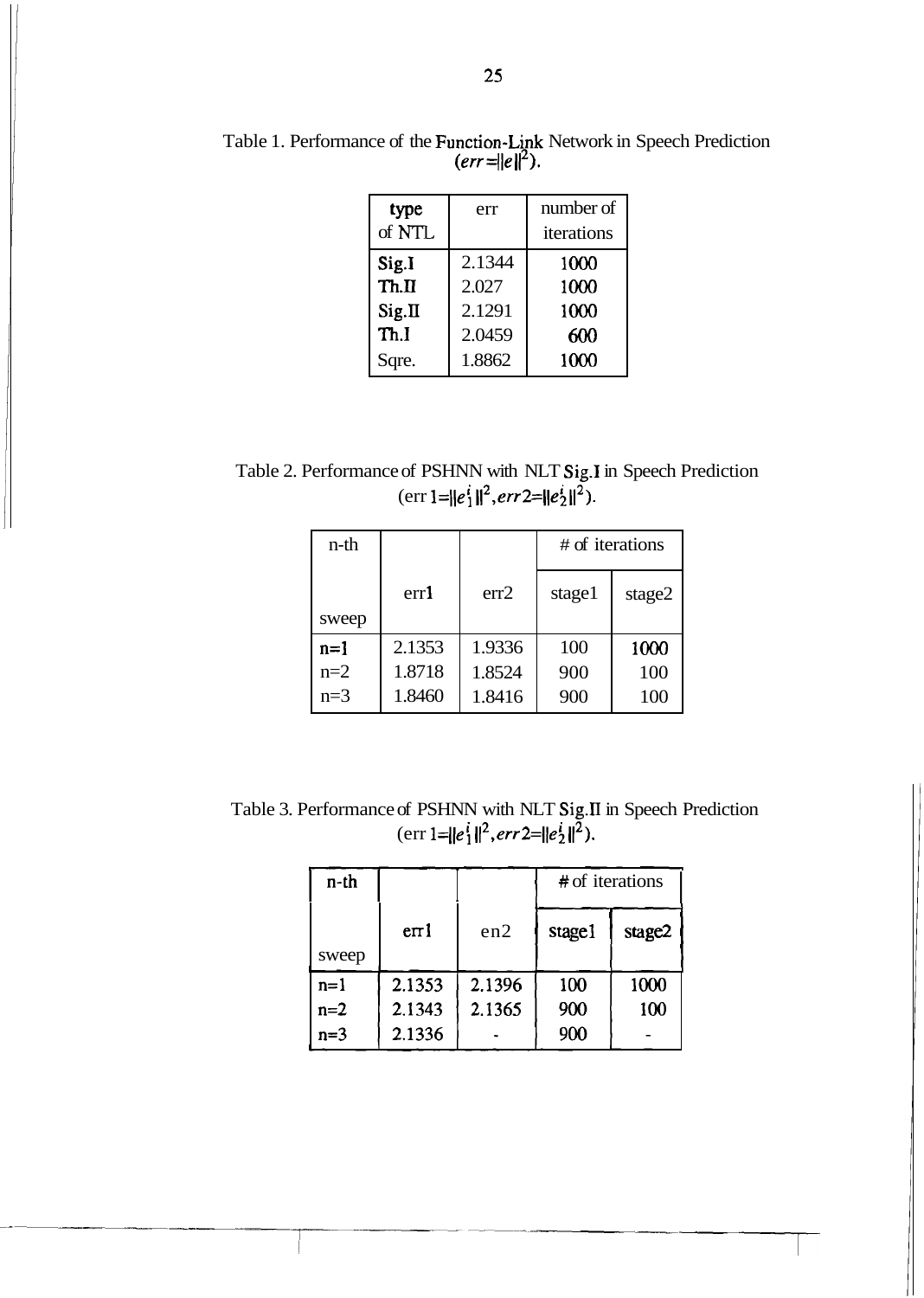Table 1. Performance of the Function-Link Network in Speech Prediction ($err = \|e\|^2$).

| type of NTL | err | number of iterations |
|---|---|---|
| Sig.I | 2.1344 | 1000 |
| Th.II | 2.027 | 1000 |
| Sig.II | 2.1291 | 1000 |
| Th.I | 2.0459 | 600 |
| Sqre. | 1.8862 | 1000 |

Table 2. Performance of PSHNN with NLT Sig.I in Speech Prediction ($err1 = \|e_1^i\|^2, err2 = \|e_2^i\|^2$).

| n-th sweep | err1 | err2 | # of iterations | |
|---|---|---|---|---|
| | | | stage1 | stage2 |
| n=1 | 2.1353 | 1.9336 | 100 | 1000 |
| n=2 | 1.8718 | 1.8524 | 900 | 100 |
| n=3 | 1.8460 | 1.8416 | 900 | 100 |

Table 3. Performance of PSHNN with NLT Sig.II in Speech Prediction ($err1 = \|e_1^i\|^2, err2 = \|e_2^i\|^2$).

| n-th sweep | err1 | en2 | # of iterations | |
|---|---|---|---|---|
| | | | stage1 | stage2 |
| n=1 | 2.1353 | 2.1396 | 100 | 1000 |
| n=2 | 2.1343 | 2.1365 | 900 | 100 |
| n=3 | 2.1336 | - | 900 | - |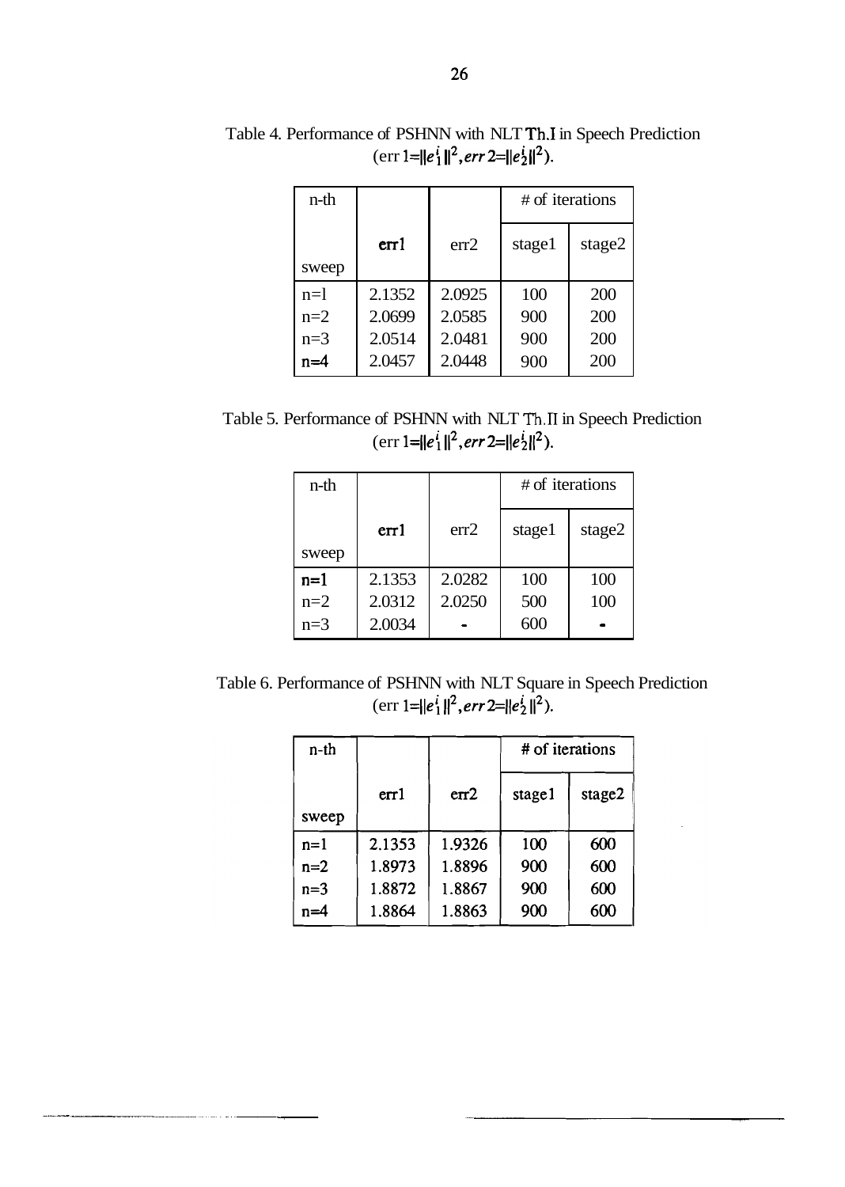Table 4. Performance of PSHNN with NLT Th.I in Speech Prediction
(err 1=$\|e_1^i\|^2$, err 2=$\|e_2^i\|^2$).

| n-th sweep | err1 | err2 | # of iterations stage1 | stage2 |
|---|---|---|---|---|
| n=1 | 2.1352 | 2.0925 | 100 | 200 |
| n=2 | 2.0699 | 2.0585 | 900 | 200 |
| n=3 | 2.0514 | 2.0481 | 900 | 200 |
| n=4 | 2.0457 | 2.0448 | 900 | 200 |

Table 5. Performance of PSHNN with NLT Th.II in Speech Prediction
(err 1=$\|e_1^i\|^2$, err 2=$\|e_2^i\|^2$).

| n-th sweep | err1 | err2 | # of iterations stage1 | stage2 |
|---|---|---|---|---|
| n=1 | 2.1353 | 2.0282 | 100 | 100 |
| n=2 | 2.0312 | 2.0250 | 500 | 100 |
| n=3 | 2.0034 | - | 600 | - |

Table 6. Performance of PSHNN with NLT Square in Speech Prediction
(err 1=$\|e_1^i\|^2$, err 2=$\|e_2^i\|^2$).

| n-th sweep | err1 | err2 | # of iterations stage1 | stage2 |
|---|---|---|---|---|
| n=1 | 2.1353 | 1.9326 | 100 | 600 |
| n=2 | 1.8973 | 1.8896 | 900 | 600 |
| n=3 | 1.8872 | 1.8867 | 900 | 600 |
| n=4 | 1.8864 | 1.8863 | 900 | 600 |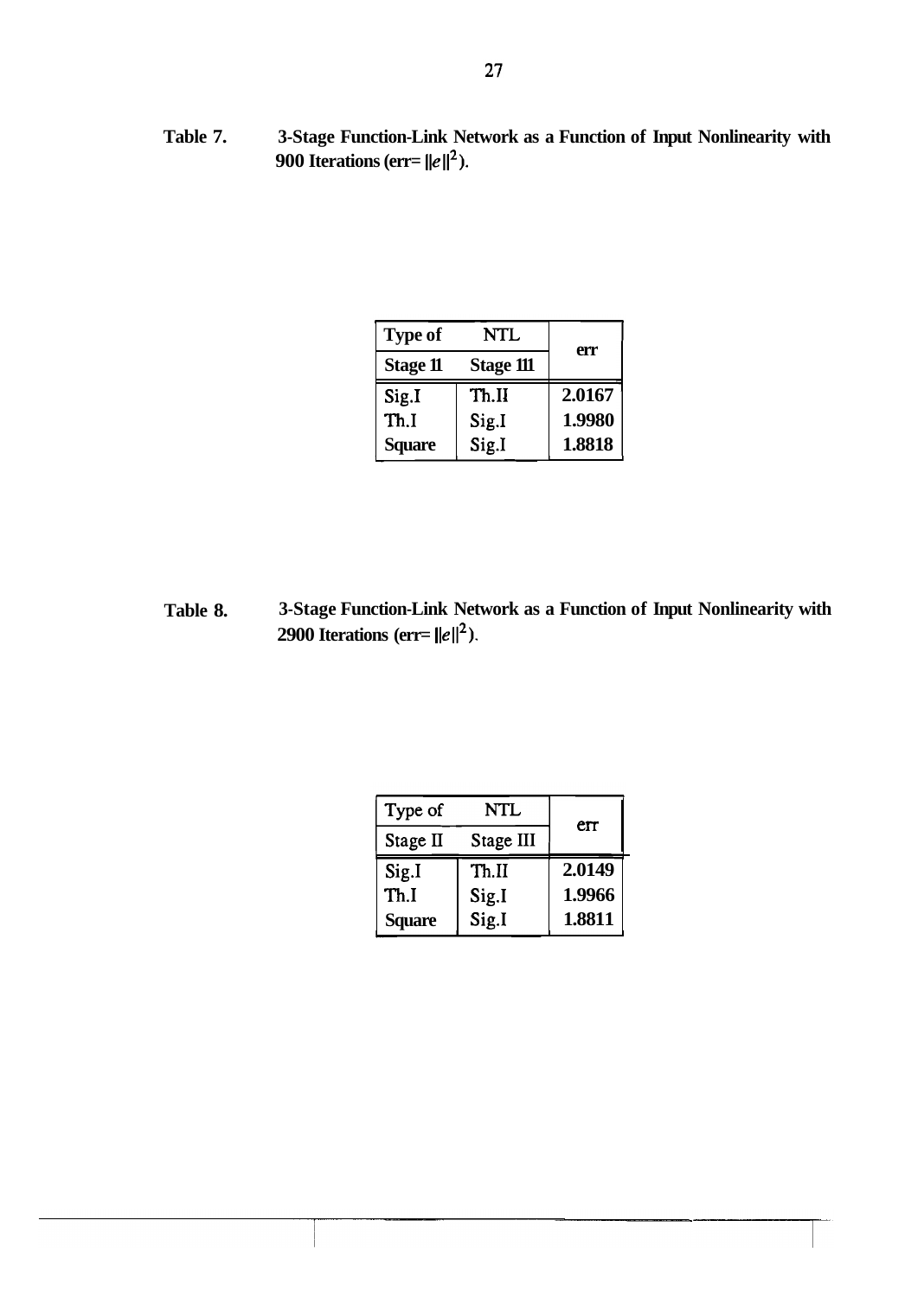**Table 7.** **3-Stage Function-Link Network as a Function of Input Nonlinearity with 900 Iterations (err= $\|e\|^2$).**

| Type of NTL | | err |
|---|---|---|
| Stage 11 | Stage 111 | |
| Sig.I | Th.II | 2.0167 |
| Th.I | Sig.I | 1.9980 |
| Square | Sig.I | 1.8818 |

**Table 8.** **3-Stage Function-Link Network as a Function of Input Nonlinearity with 2900 Iterations (err= $\|e\|^2$).**

| Type of NTL | | err |
|---|---|---|
| Stage II | Stage III | |
| Sig.I | Th.II | 2.0149 |
| Th.I | Sig.I | 1.9966 |
| Square | Sig.I | 1.8811 |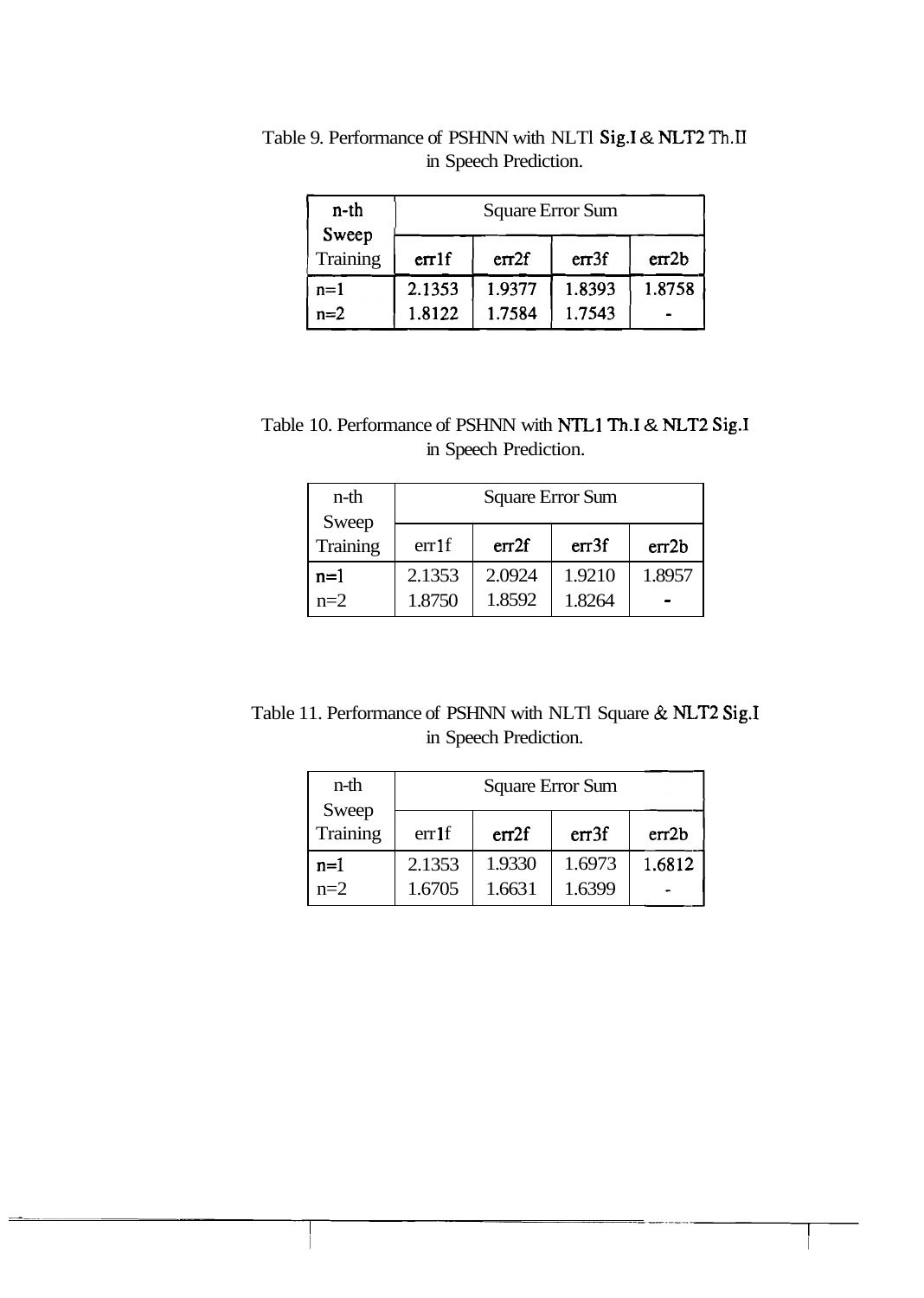Table 9. Performance of PSHNN with NLTl Sig.I & NLT2 Th.II in Speech Prediction.

| n-th Sweep Training | Square Error Sum | | | |
|---|---|---|---|---|
| | err1f | err2f | err3f | err2b |
| n=1 | 2.1353 | 1.9377 | 1.8393 | 1.8758 |
| n=2 | 1.8122 | 1.7584 | 1.7543 | - |

Table 10. Performance of PSHNN with NTL1 Th.I & NLT2 Sig.I in Speech Prediction.

| n-th Sweep Training | Square Error Sum | | | |
|---|---|---|---|---|
| | err1f | err2f | err3f | err2b |
| n=1 | 2.1353 | 2.0924 | 1.9210 | 1.8957 |
| n=2 | 1.8750 | 1.8592 | 1.8264 | - |

Table 11. Performance of PSHNN with NLTl Square & NLT2 Sig.I in Speech Prediction.

| n-th Sweep Training | Square Error Sum | | | |
|---|---|---|---|---|
| | err1f | err2f | err3f | err2b |
| n=1 | 2.1353 | 1.9330 | 1.6973 | 1.6812 |
| n=2 | 1.6705 | 1.6631 | 1.6399 | - |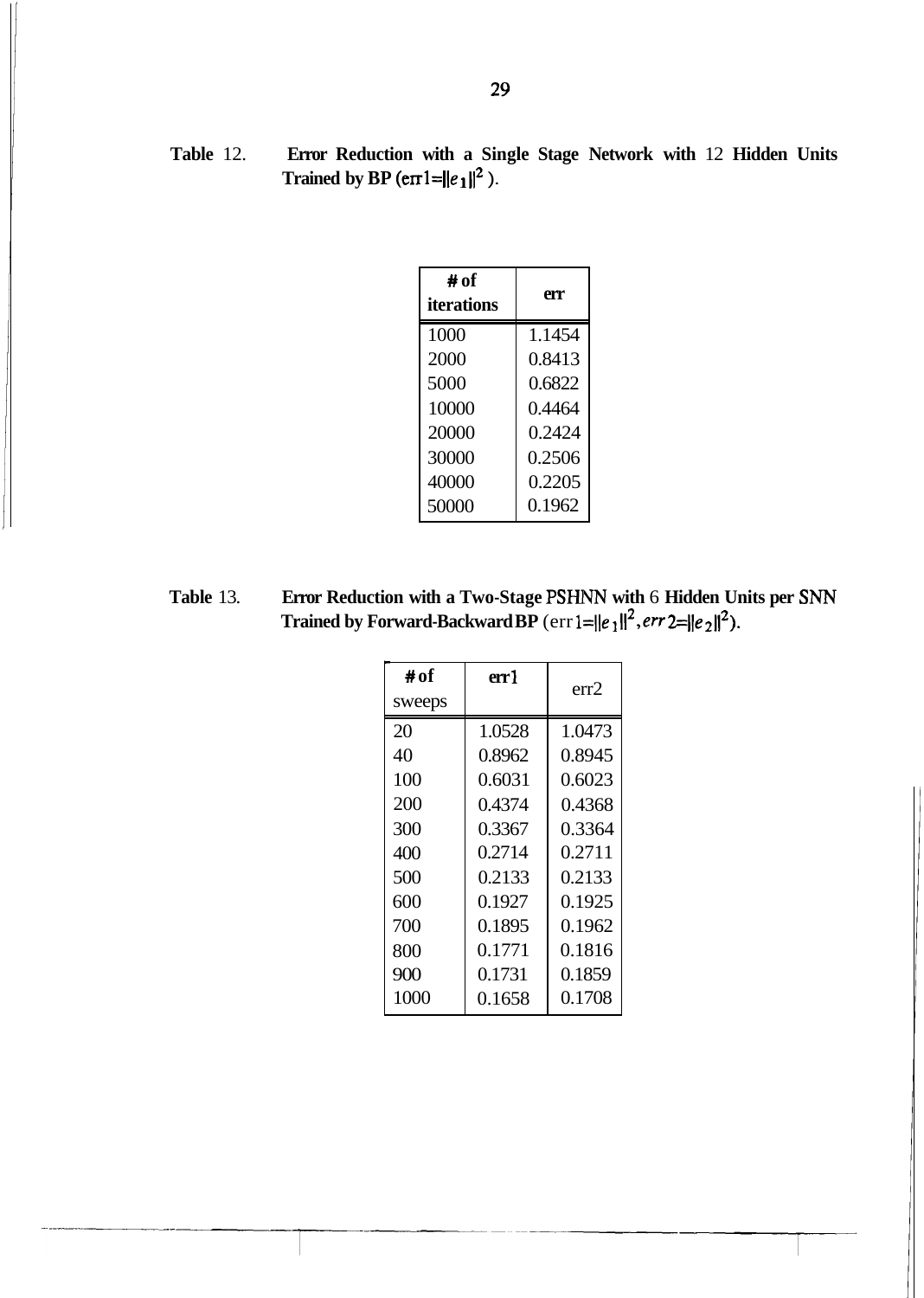**Table 12. Error Reduction with a Single Stage Network with 12 Hidden Units Trained by BP ($err1=\|e_1\|^2$).**

| # of iterations | err |
|---|---|
| 1000 | 1.1454 |
| 2000 | 0.8413 |
| 5000 | 0.6822 |
| 10000 | 0.4464 |
| 20000 | 0.2424 |
| 30000 | 0.2506 |
| 40000 | 0.2205 |
| 50000 | 0.1962 |

**Table 13. Error Reduction with a Two-Stage PSHNN with 6 Hidden Units per SNN Trained by Forward-Backward BP ($err1=\|e_1\|^2, err2=\|e_2\|^2$).**

| # of sweeps | err1 | err2 |
|---|---|---|
| 20 | 1.0528 | 1.0473 |
| 40 | 0.8962 | 0.8945 |
| 100 | 0.6031 | 0.6023 |
| 200 | 0.4374 | 0.4368 |
| 300 | 0.3367 | 0.3364 |
| 400 | 0.2714 | 0.2711 |
| 500 | 0.2133 | 0.2133 |
| 600 | 0.1927 | 0.1925 |
| 700 | 0.1895 | 0.1962 |
| 800 | 0.1771 | 0.1816 |
| 900 | 0.1731 | 0.1859 |
| 1000 | 0.1658 | 0.1708 |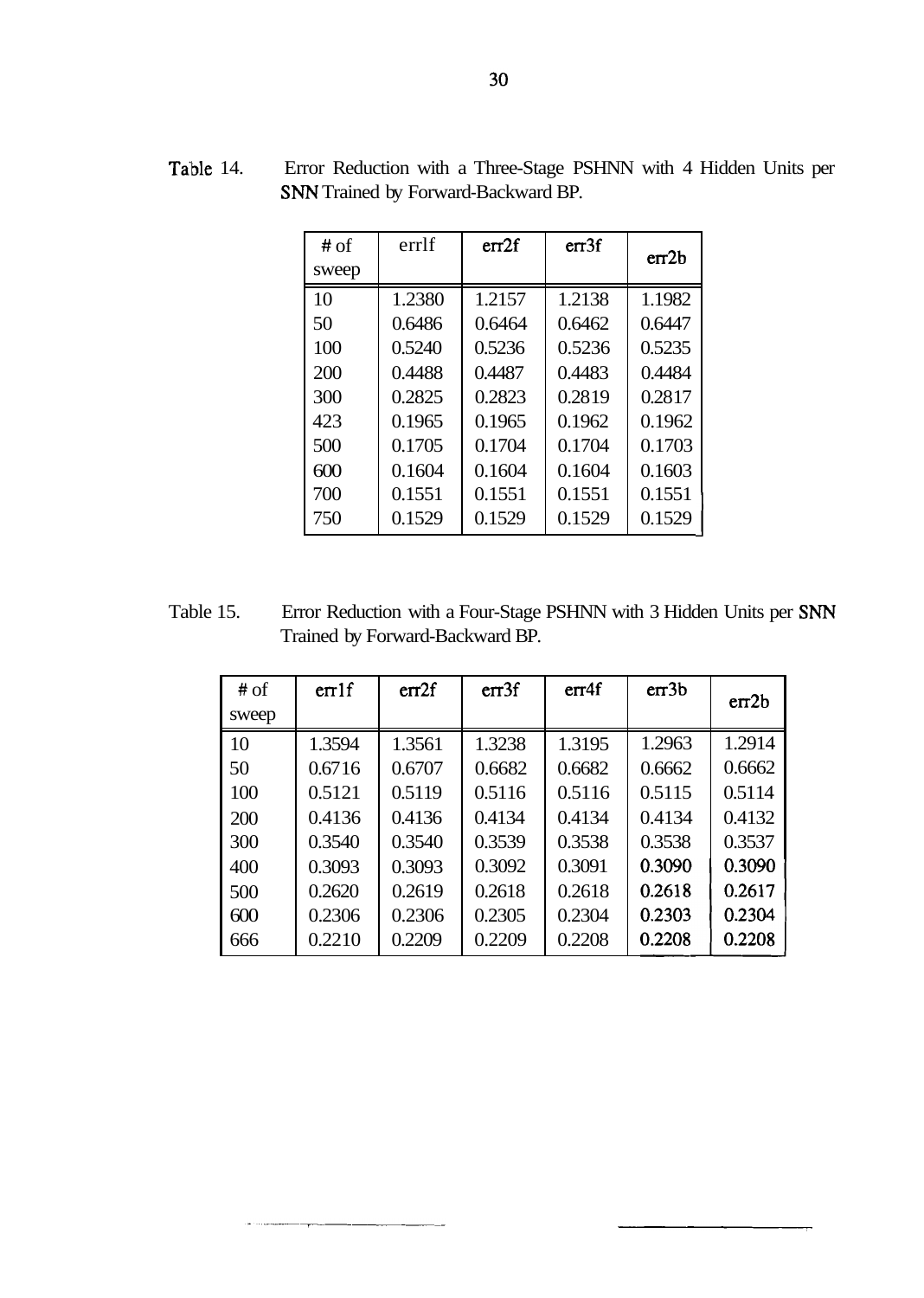Table 14. Error Reduction with a Three-Stage PSHNN with 4 Hidden Units per SNN Trained by Forward-Backward BP.

| # of sweep | errlf | err2f | err3f | err2b |
|---|---|---|---|---|
| 10 | 1.2380 | 1.2157 | 1.2138 | 1.1982 |
| 50 | 0.6486 | 0.6464 | 0.6462 | 0.6447 |
| 100 | 0.5240 | 0.5236 | 0.5236 | 0.5235 |
| 200 | 0.4488 | 0.4487 | 0.4483 | 0.4484 |
| 300 | 0.2825 | 0.2823 | 0.2819 | 0.2817 |
| 423 | 0.1965 | 0.1965 | 0.1962 | 0.1962 |
| 500 | 0.1705 | 0.1704 | 0.1704 | 0.1703 |
| 600 | 0.1604 | 0.1604 | 0.1604 | 0.1603 |
| 700 | 0.1551 | 0.1551 | 0.1551 | 0.1551 |
| 750 | 0.1529 | 0.1529 | 0.1529 | 0.1529 |

Table 15. Error Reduction with a Four-Stage PSHNN with 3 Hidden Units per SNN Trained by Forward-Backward BP.

| # of sweep | err1f | err2f | err3f | err4f | err3b | err2b |
|---|---|---|---|---|---|---|
| 10 | 1.3594 | 1.3561 | 1.3238 | 1.3195 | 1.2963 | 1.2914 |
| 50 | 0.6716 | 0.6707 | 0.6682 | 0.6682 | 0.6662 | 0.6662 |
| 100 | 0.5121 | 0.5119 | 0.5116 | 0.5116 | 0.5115 | 0.5114 |
| 200 | 0.4136 | 0.4136 | 0.4134 | 0.4134 | 0.4134 | 0.4132 |
| 300 | 0.3540 | 0.3540 | 0.3539 | 0.3538 | 0.3538 | 0.3537 |
| 400 | 0.3093 | 0.3093 | 0.3092 | 0.3091 | 0.3090 | 0.3090 |
| 500 | 0.2620 | 0.2619 | 0.2618 | 0.2618 | 0.2618 | 0.2617 |
| 600 | 0.2306 | 0.2306 | 0.2305 | 0.2304 | 0.2303 | 0.2304 |
| 666 | 0.2210 | 0.2209 | 0.2209 | 0.2208 | 0.2208 | 0.2208 |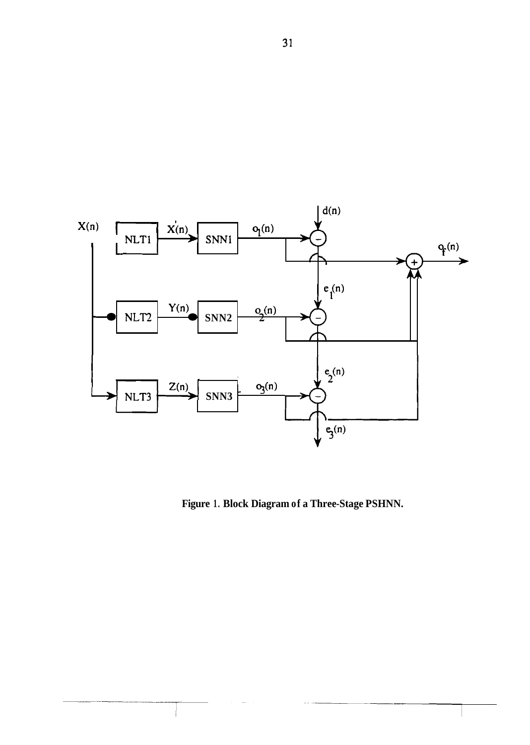Figure 1. Block Diagram of a Three-Stage PSHNN.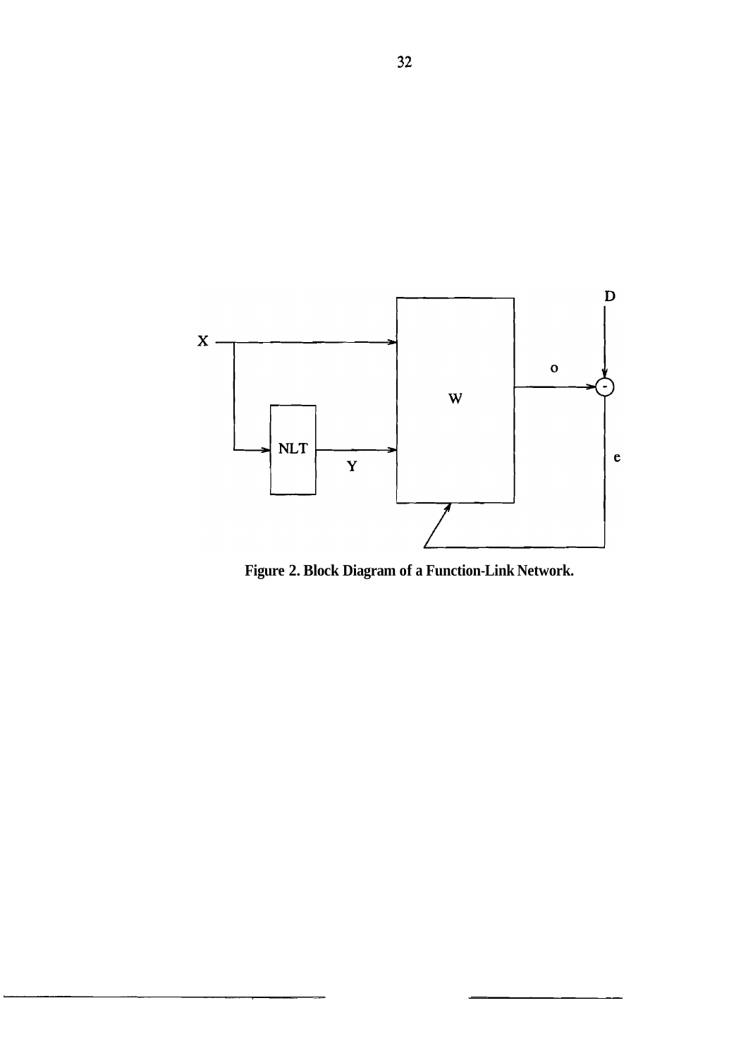Figure 2. Block Diagram of a Function-Link Network.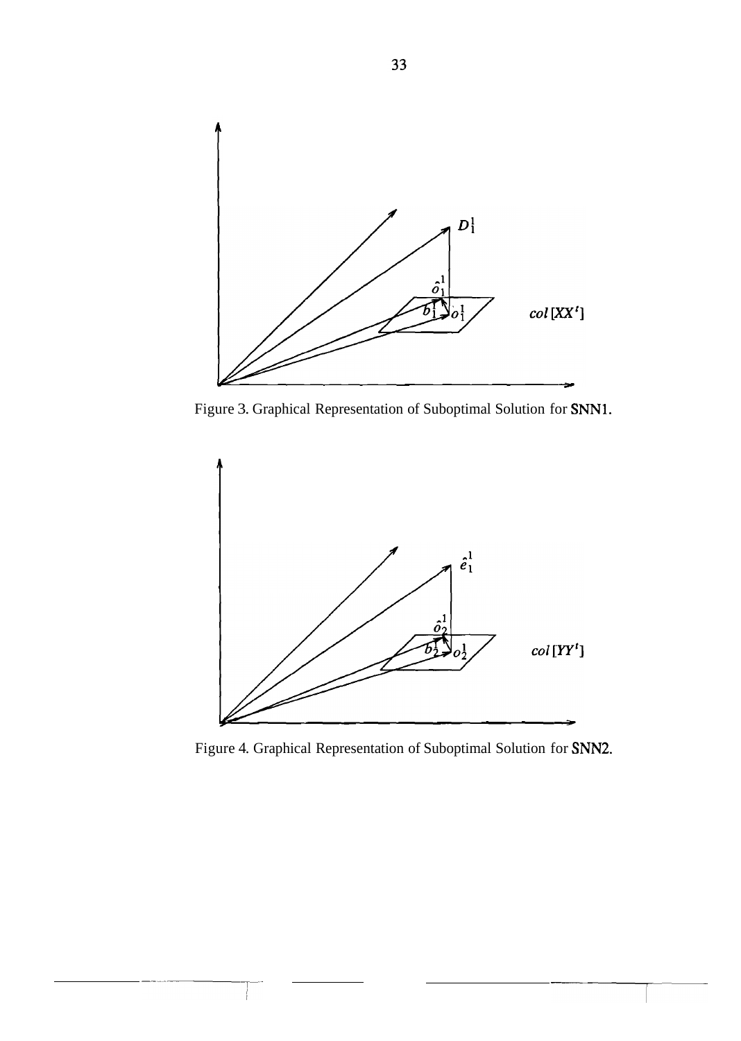$D_1^1$

$\hat{o}_1^1$

$b_1^1$

$o_1^1$

$col\,[XX^t]$

Figure 3. Graphical Representation of Suboptimal Solution for SNN1.

$\hat{e}_1^1$

$\hat{o}_2^1$

$b_2^1$

$o_2^1$

$col\,[YY^t]$

Figure 4. Graphical Representation of Suboptimal Solution for SNN2.